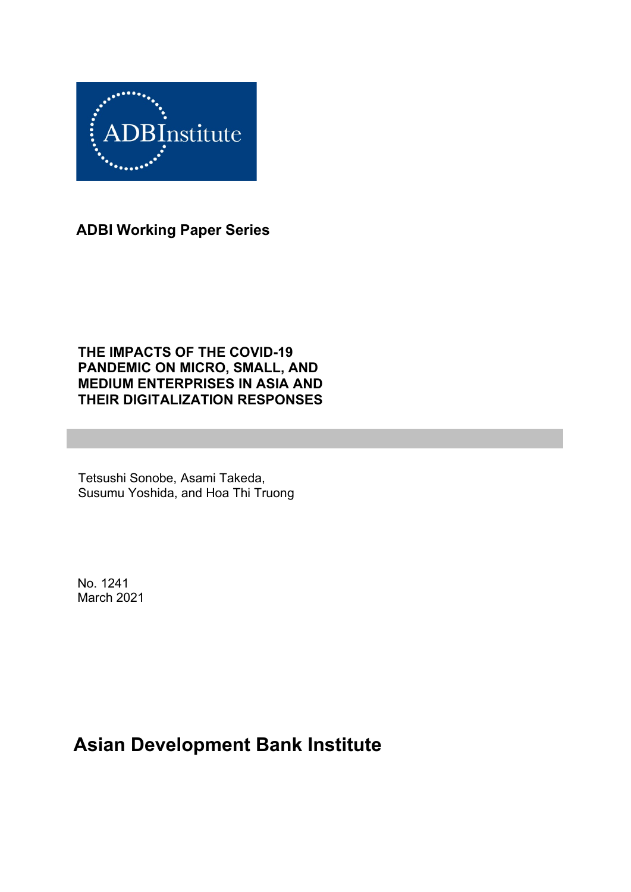ADBInstitute

**ADBI Working Paper Series**

# THE IMPACTS OF THE COVID-19 PANDEMIC ON MICRO, SMALL, AND MEDIUM ENTERPRISES IN ASIA AND THEIR DIGITALIZATION RESPONSES

Tetsushi Sonobe, Asami Takeda,
Susumu Yoshida, and Hoa Thi Truong

No. 1241
March 2021

**Asian Development Bank Institute**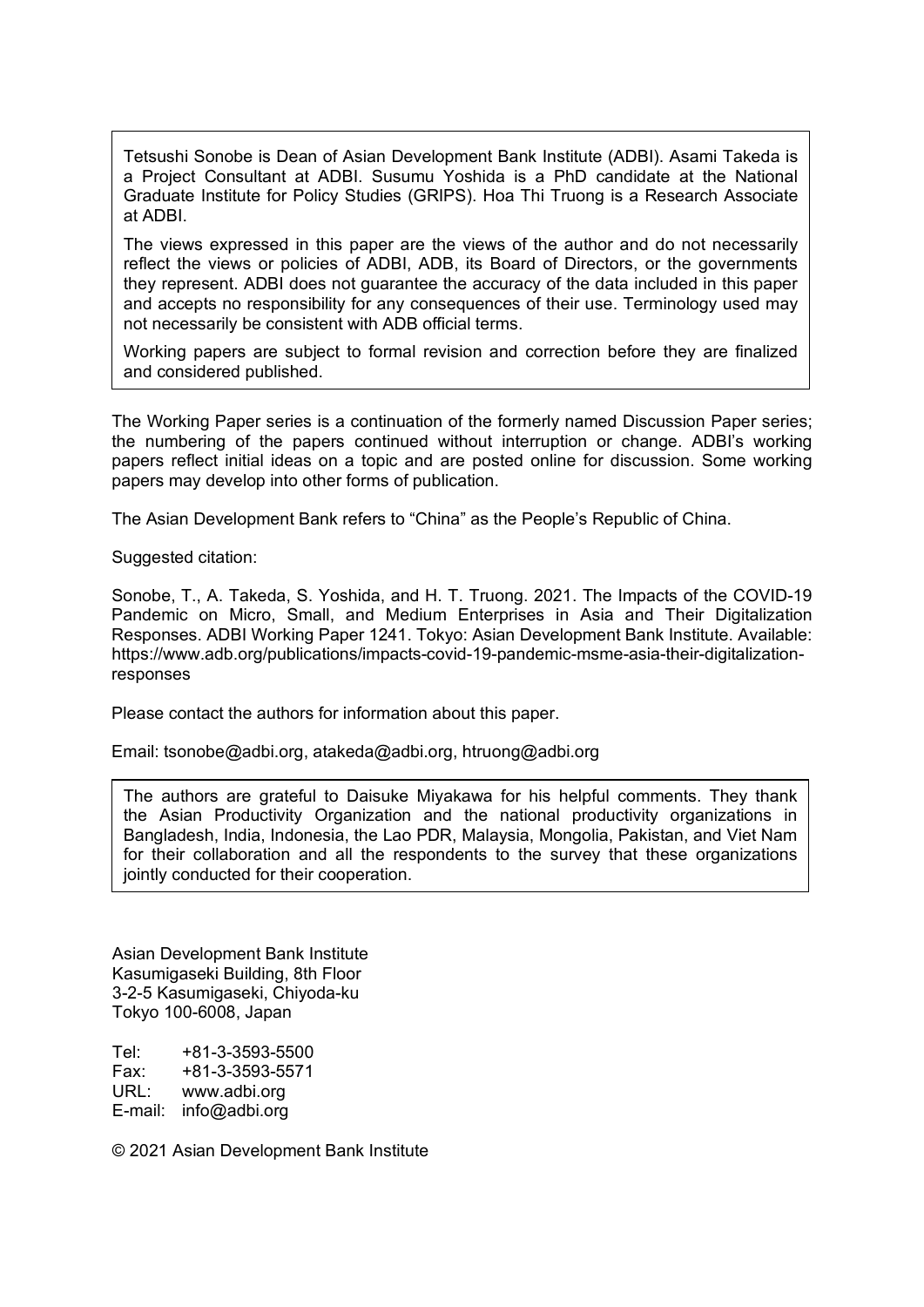Tetsushi Sonobe is Dean of Asian Development Bank Institute (ADBI). Asami Takeda is a Project Consultant at ADBI. Susumu Yoshida is a PhD candidate at the National Graduate Institute for Policy Studies (GRIPS). Hoa Thi Truong is a Research Associate at ADBI.

The views expressed in this paper are the views of the author and do not necessarily reflect the views or policies of ADBI, ADB, its Board of Directors, or the governments they represent. ADBI does not guarantee the accuracy of the data included in this paper and accepts no responsibility for any consequences of their use. Terminology used may not necessarily be consistent with ADB official terms.

Working papers are subject to formal revision and correction before they are finalized and considered published.

The Working Paper series is a continuation of the formerly named Discussion Paper series; the numbering of the papers continued without interruption or change. ADBI's working papers reflect initial ideas on a topic and are posted online for discussion. Some working papers may develop into other forms of publication.

The Asian Development Bank refers to "China" as the People's Republic of China.

Suggested citation:

Sonobe, T., A. Takeda, S. Yoshida, and H. T. Truong. 2021. The Impacts of the COVID-19 Pandemic on Micro, Small, and Medium Enterprises in Asia and Their Digitalization Responses. ADBI Working Paper 1241. Tokyo: Asian Development Bank Institute. Available: https://www.adb.org/publications/impacts-covid-19-pandemic-msme-asia-their-digitalization-responses

Please contact the authors for information about this paper.

Email: tsonobe@adbi.org, atakeda@adbi.org, htruong@adbi.org

The authors are grateful to Daisuke Miyakawa for his helpful comments. They thank the Asian Productivity Organization and the national productivity organizations in Bangladesh, India, Indonesia, the Lao PDR, Malaysia, Mongolia, Pakistan, and Viet Nam for their collaboration and all the respondents to the survey that these organizations jointly conducted for their cooperation.

Asian Development Bank Institute
Kasumigaseki Building, 8th Floor
3-2-5 Kasumigaseki, Chiyoda-ku
Tokyo 100-6008, Japan

Tel: +81-3-3593-5500
Fax: +81-3-3593-5571
URL: www.adbi.org
E-mail: info@adbi.org

© 2021 Asian Development Bank Institute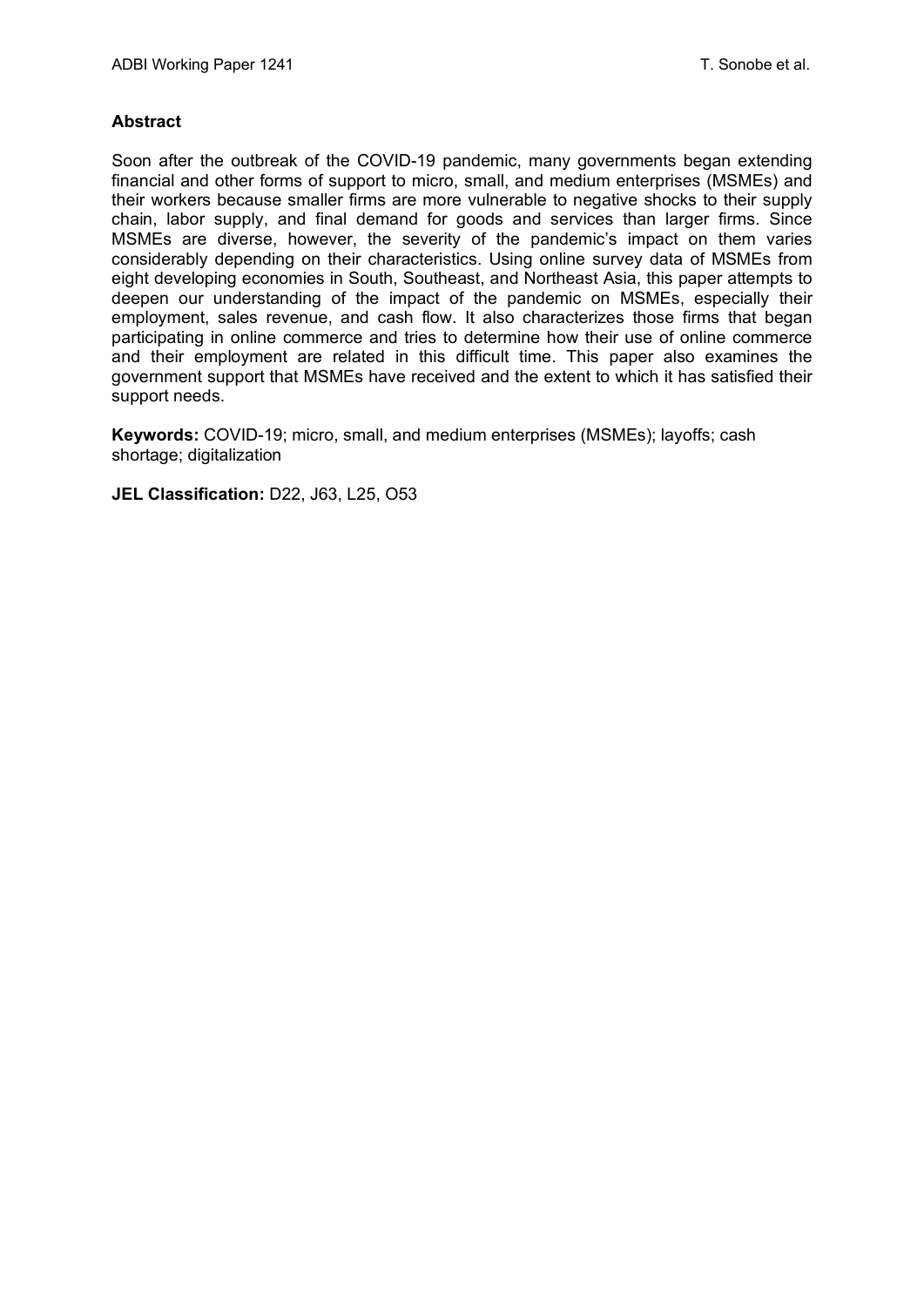## Abstract

Soon after the outbreak of the COVID-19 pandemic, many governments began extending financial and other forms of support to micro, small, and medium enterprises (MSMEs) and their workers because smaller firms are more vulnerable to negative shocks to their supply chain, labor supply, and final demand for goods and services than larger firms. Since MSMEs are diverse, however, the severity of the pandemic's impact on them varies considerably depending on their characteristics. Using online survey data of MSMEs from eight developing economies in South, Southeast, and Northeast Asia, this paper attempts to deepen our understanding of the impact of the pandemic on MSMEs, especially their employment, sales revenue, and cash flow. It also characterizes those firms that began participating in online commerce and tries to determine how their use of online commerce and their employment are related in this difficult time. This paper also examines the government support that MSMEs have received and the extent to which it has satisfied their support needs.

**Keywords:** COVID-19; micro, small, and medium enterprises (MSMEs); layoffs; cash shortage; digitalization

**JEL Classification:** D22, J63, L25, O53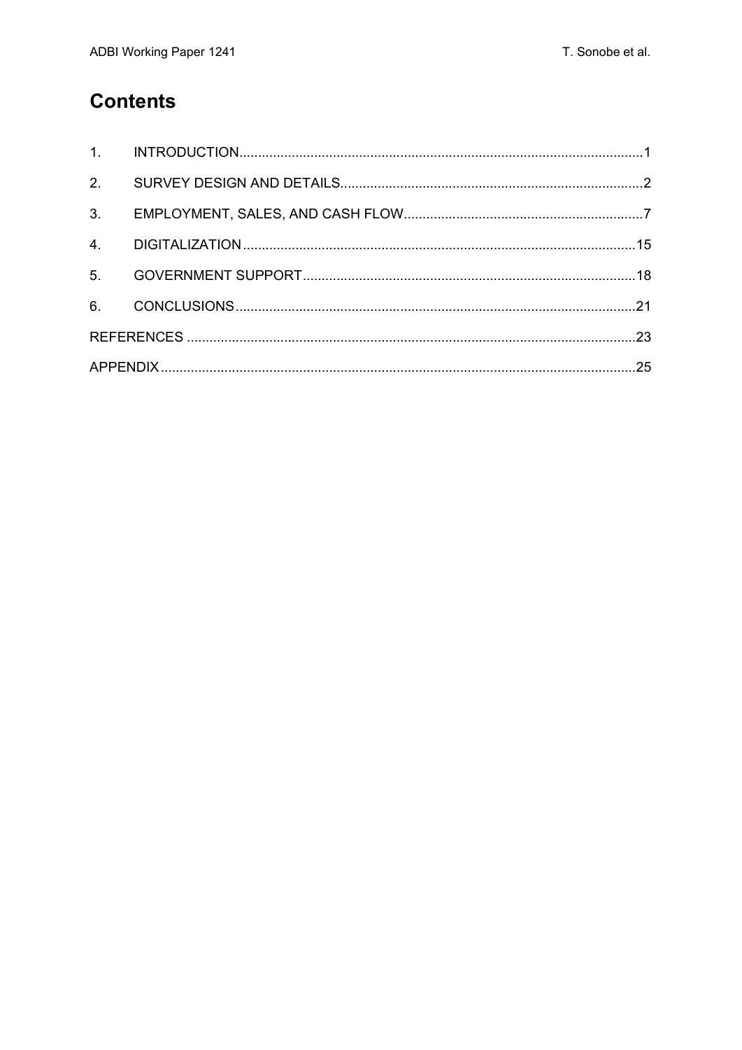# Contents

1. INTRODUCTION ........................................................................................................... 1
2. SURVEY DESIGN AND DETAILS ................................................................................. 2
3. EMPLOYMENT, SALES, AND CASH FLOW ................................................................ 7
4. DIGITALIZATION ........................................................................................................ 15
5. GOVERNMENT SUPPORT ......................................................................................... 18
6. CONCLUSIONS .......................................................................................................... 21

REFERENCES ................................................................................................................... 23

APPENDIX .......................................................................................................................... 25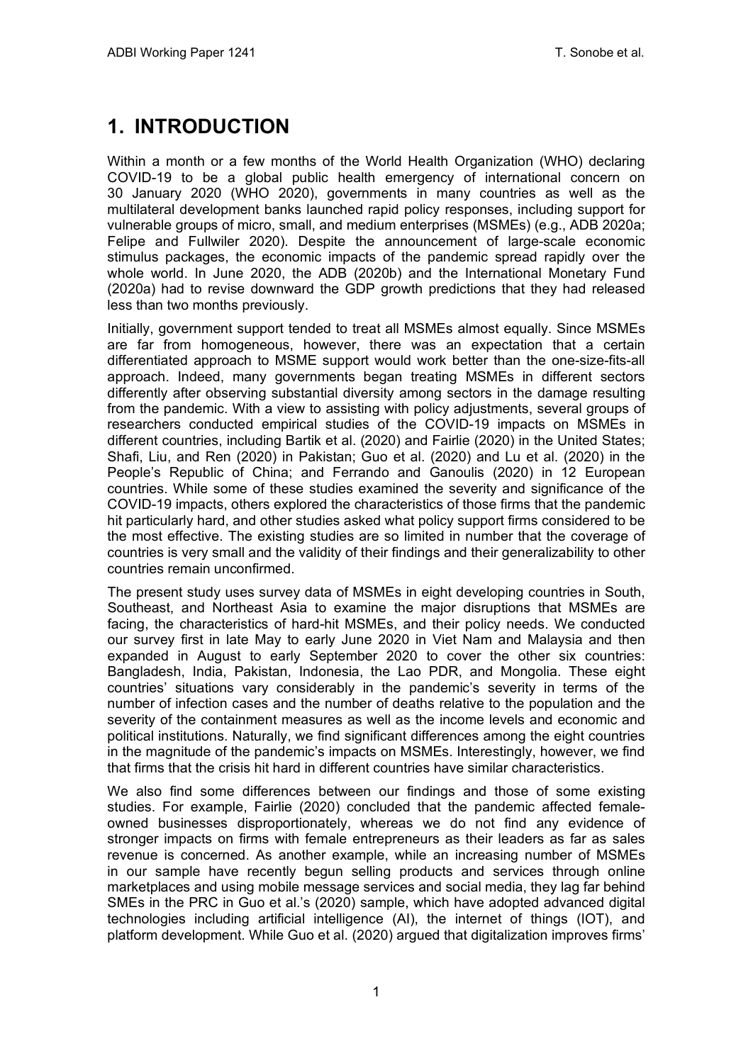# 1. INTRODUCTION

Within a month or a few months of the World Health Organization (WHO) declaring COVID-19 to be a global public health emergency of international concern on 30 January 2020 (WHO 2020), governments in many countries as well as the multilateral development banks launched rapid policy responses, including support for vulnerable groups of micro, small, and medium enterprises (MSMEs) (e.g., ADB 2020a; Felipe and Fullwiler 2020). Despite the announcement of large-scale economic stimulus packages, the economic impacts of the pandemic spread rapidly over the whole world. In June 2020, the ADB (2020b) and the International Monetary Fund (2020a) had to revise downward the GDP growth predictions that they had released less than two months previously.

Initially, government support tended to treat all MSMEs almost equally. Since MSMEs are far from homogeneous, however, there was an expectation that a certain differentiated approach to MSME support would work better than the one-size-fits-all approach. Indeed, many governments began treating MSMEs in different sectors differently after observing substantial diversity among sectors in the damage resulting from the pandemic. With a view to assisting with policy adjustments, several groups of researchers conducted empirical studies of the COVID-19 impacts on MSMEs in different countries, including Bartik et al. (2020) and Fairlie (2020) in the United States; Shafi, Liu, and Ren (2020) in Pakistan; Guo et al. (2020) and Lu et al. (2020) in the People's Republic of China; and Ferrando and Ganoulis (2020) in 12 European countries. While some of these studies examined the severity and significance of the COVID-19 impacts, others explored the characteristics of those firms that the pandemic hit particularly hard, and other studies asked what policy support firms considered to be the most effective. The existing studies are so limited in number that the coverage of countries is very small and the validity of their findings and their generalizability to other countries remain unconfirmed.

The present study uses survey data of MSMEs in eight developing countries in South, Southeast, and Northeast Asia to examine the major disruptions that MSMEs are facing, the characteristics of hard-hit MSMEs, and their policy needs. We conducted our survey first in late May to early June 2020 in Viet Nam and Malaysia and then expanded in August to early September 2020 to cover the other six countries: Bangladesh, India, Pakistan, Indonesia, the Lao PDR, and Mongolia. These eight countries' situations vary considerably in the pandemic's severity in terms of the number of infection cases and the number of deaths relative to the population and the severity of the containment measures as well as the income levels and economic and political institutions. Naturally, we find significant differences among the eight countries in the magnitude of the pandemic's impacts on MSMEs. Interestingly, however, we find that firms that the crisis hit hard in different countries have similar characteristics.

We also find some differences between our findings and those of some existing studies. For example, Fairlie (2020) concluded that the pandemic affected female-owned businesses disproportionately, whereas we do not find any evidence of stronger impacts on firms with female entrepreneurs as their leaders as far as sales revenue is concerned. As another example, while an increasing number of MSMEs in our sample have recently begun selling products and services through online marketplaces and using mobile message services and social media, they lag far behind SMEs in the PRC in Guo et al.'s (2020) sample, which have adopted advanced digital technologies including artificial intelligence (AI), the internet of things (IOT), and platform development. While Guo et al. (2020) argued that digitalization improves firms'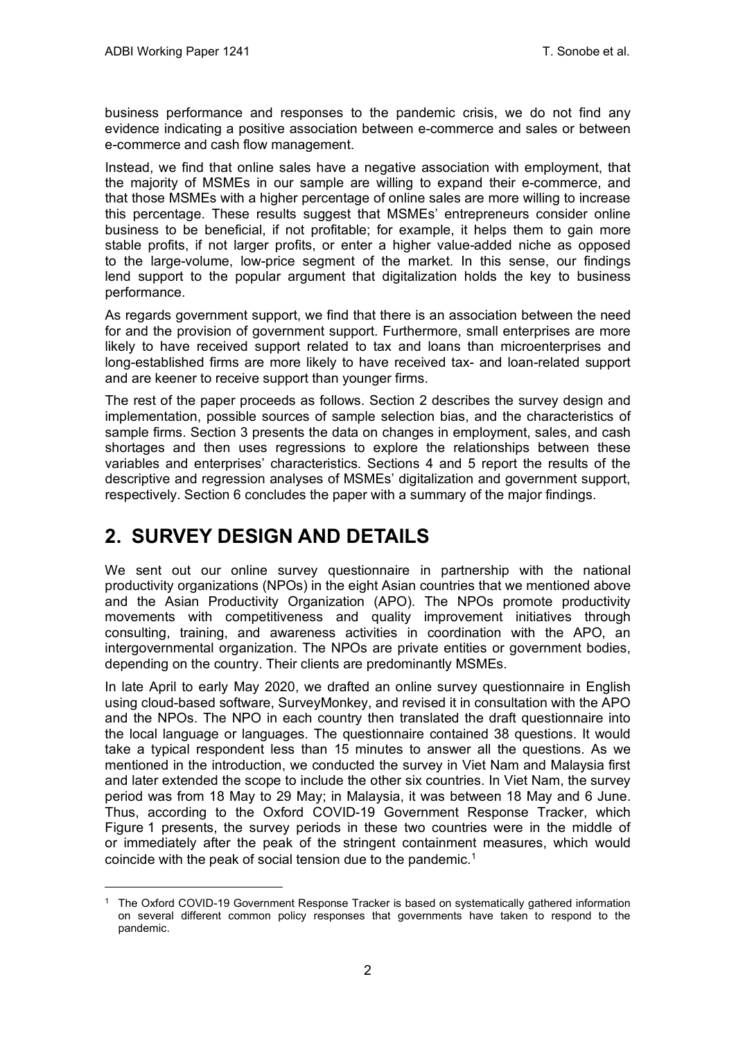business performance and responses to the pandemic crisis, we do not find any evidence indicating a positive association between e-commerce and sales or between e-commerce and cash flow management.

Instead, we find that online sales have a negative association with employment, that the majority of MSMEs in our sample are willing to expand their e-commerce, and that those MSMEs with a higher percentage of online sales are more willing to increase this percentage. These results suggest that MSMEs' entrepreneurs consider online business to be beneficial, if not profitable; for example, it helps them to gain more stable profits, if not larger profits, or enter a higher value-added niche as opposed to the large-volume, low-price segment of the market. In this sense, our findings lend support to the popular argument that digitalization holds the key to business performance.

As regards government support, we find that there is an association between the need for and the provision of government support. Furthermore, small enterprises are more likely to have received support related to tax and loans than microenterprises and long-established firms are more likely to have received tax- and loan-related support and are keener to receive support than younger firms.

The rest of the paper proceeds as follows. Section 2 describes the survey design and implementation, possible sources of sample selection bias, and the characteristics of sample firms. Section 3 presents the data on changes in employment, sales, and cash shortages and then uses regressions to explore the relationships between these variables and enterprises' characteristics. Sections 4 and 5 report the results of the descriptive and regression analyses of MSMEs' digitalization and government support, respectively. Section 6 concludes the paper with a summary of the major findings.

## 2. SURVEY DESIGN AND DETAILS

We sent out our online survey questionnaire in partnership with the national productivity organizations (NPOs) in the eight Asian countries that we mentioned above and the Asian Productivity Organization (APO). The NPOs promote productivity movements with competitiveness and quality improvement initiatives through consulting, training, and awareness activities in coordination with the APO, an intergovernmental organization. The NPOs are private entities or government bodies, depending on the country. Their clients are predominantly MSMEs.

In late April to early May 2020, we drafted an online survey questionnaire in English using cloud-based software, SurveyMonkey, and revised it in consultation with the APO and the NPOs. The NPO in each country then translated the draft questionnaire into the local language or languages. The questionnaire contained 38 questions. It would take a typical respondent less than 15 minutes to answer all the questions. As we mentioned in the introduction, we conducted the survey in Viet Nam and Malaysia first and later extended the scope to include the other six countries. In Viet Nam, the survey period was from 18 May to 29 May; in Malaysia, it was between 18 May and 6 June. Thus, according to the Oxford COVID-19 Government Response Tracker, which Figure 1 presents, the survey periods in these two countries were in the middle of or immediately after the peak of the stringent containment measures, which would coincide with the peak of social tension due to the pandemic.[1]

[1] The Oxford COVID-19 Government Response Tracker is based on systematically gathered information on several different common policy responses that governments have taken to respond to the pandemic.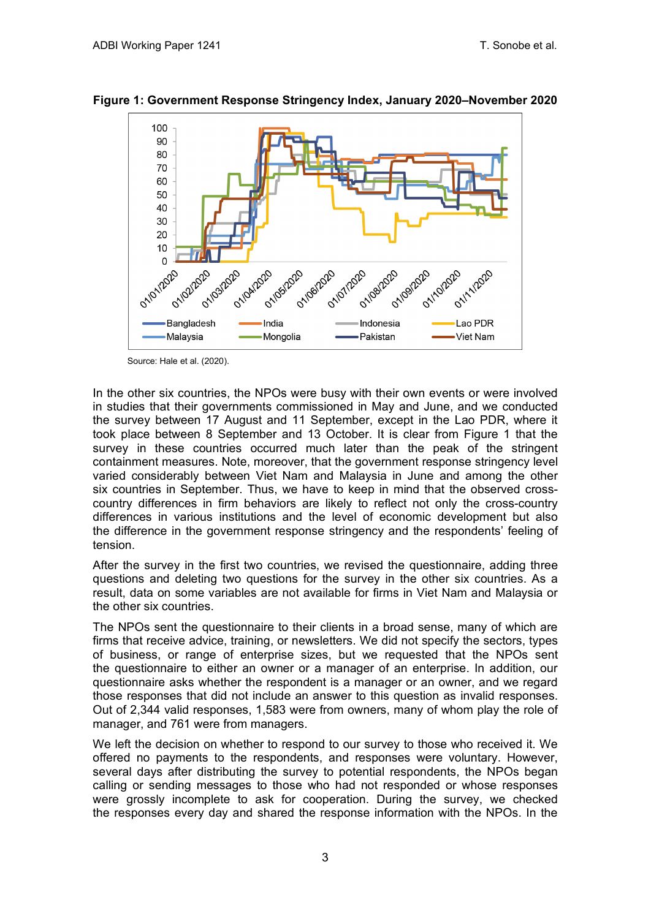**Figure 1: Government Response Stringency Index, January 2020–November 2020**

Source: Hale et al. (2020).

In the other six countries, the NPOs were busy with their own events or were involved in studies that their governments commissioned in May and June, and we conducted the survey between 17 August and 11 September, except in the Lao PDR, where it took place between 8 September and 13 October. It is clear from Figure 1 that the survey in these countries occurred much later than the peak of the stringent containment measures. Note, moreover, that the government response stringency level varied considerably between Viet Nam and Malaysia in June and among the other six countries in September. Thus, we have to keep in mind that the observed cross-country differences in firm behaviors are likely to reflect not only the cross-country differences in various institutions and the level of economic development but also the difference in the government response stringency and the respondents' feeling of tension.

After the survey in the first two countries, we revised the questionnaire, adding three questions and deleting two questions for the survey in the other six countries. As a result, data on some variables are not available for firms in Viet Nam and Malaysia or the other six countries.

The NPOs sent the questionnaire to their clients in a broad sense, many of which are firms that receive advice, training, or newsletters. We did not specify the sectors, types of business, or range of enterprise sizes, but we requested that the NPOs sent the questionnaire to either an owner or a manager of an enterprise. In addition, our questionnaire asks whether the respondent is a manager or an owner, and we regard those responses that did not include an answer to this question as invalid responses. Out of 2,344 valid responses, 1,583 were from owners, many of whom play the role of manager, and 761 were from managers.

We left the decision on whether to respond to our survey to those who received it. We offered no payments to the respondents, and responses were voluntary. However, several days after distributing the survey to potential respondents, the NPOs began calling or sending messages to those who had not responded or whose responses were grossly incomplete to ask for cooperation. During the survey, we checked the responses every day and shared the response information with the NPOs. In the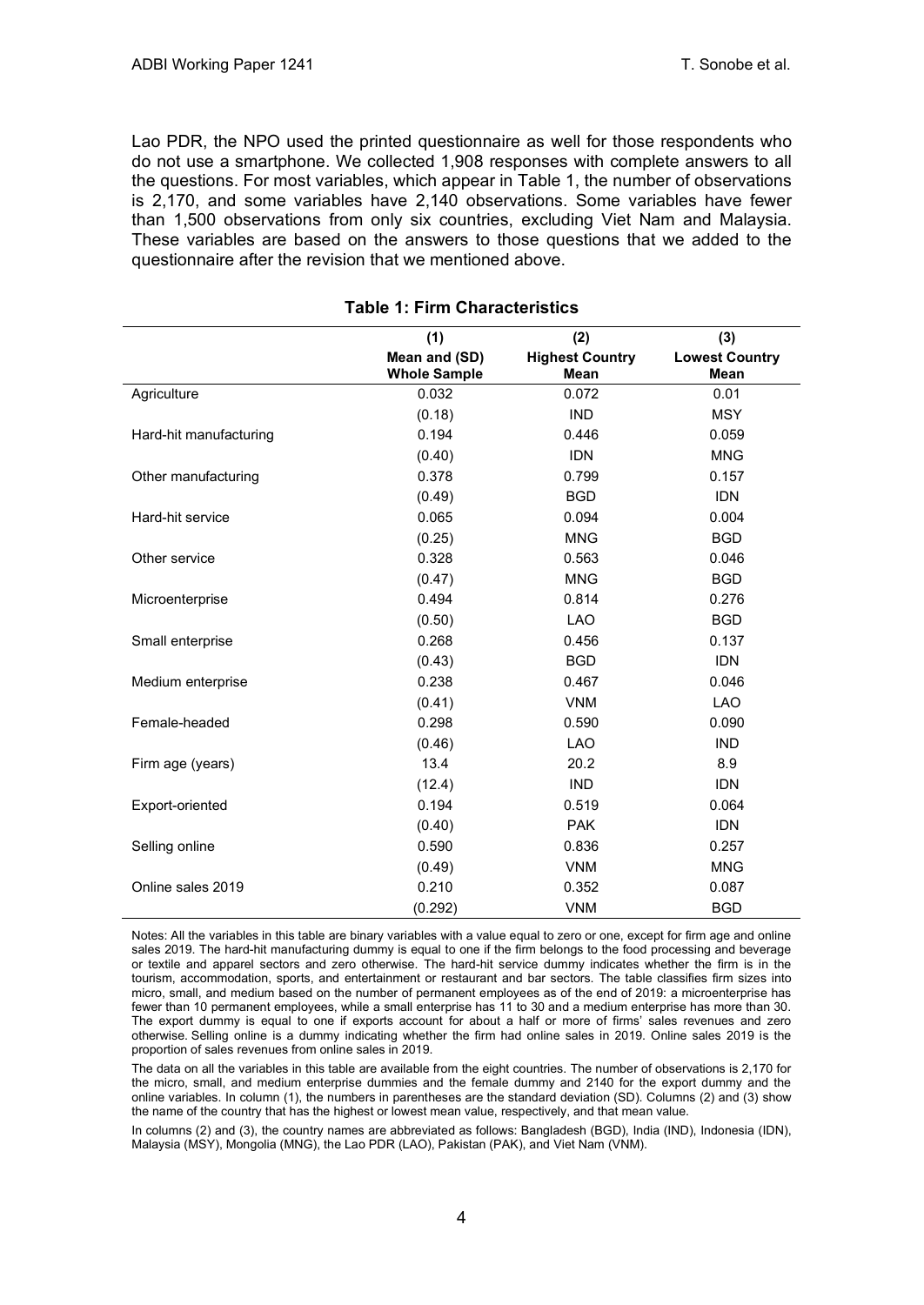Lao PDR, the NPO used the printed questionnaire as well for those respondents who do not use a smartphone. We collected 1,908 responses with complete answers to all the questions. For most variables, which appear in Table 1, the number of observations is 2,170, and some variables have 2,140 observations. Some variables have fewer than 1,500 observations from only six countries, excluding Viet Nam and Malaysia. These variables are based on the answers to those questions that we added to the questionnaire after the revision that we mentioned above.

**Table 1: Firm Characteristics**

| | (1) | (2) | (3) |
|---|---|---|---|
| | Mean and (SD) Whole Sample | Highest Country Mean | Lowest Country Mean |
| Agriculture | 0.032 | 0.072 | 0.01 |
| | (0.18) | IND | MSY |
| Hard-hit manufacturing | 0.194 | 0.446 | 0.059 |
| | (0.40) | IDN | MNG |
| Other manufacturing | 0.378 | 0.799 | 0.157 |
| | (0.49) | BGD | IDN |
| Hard-hit service | 0.065 | 0.094 | 0.004 |
| | (0.25) | MNG | BGD |
| Other service | 0.328 | 0.563 | 0.046 |
| | (0.47) | MNG | BGD |
| Microenterprise | 0.494 | 0.814 | 0.276 |
| | (0.50) | LAO | BGD |
| Small enterprise | 0.268 | 0.456 | 0.137 |
| | (0.43) | BGD | IDN |
| Medium enterprise | 0.238 | 0.467 | 0.046 |
| | (0.41) | VNM | LAO |
| Female-headed | 0.298 | 0.590 | 0.090 |
| | (0.46) | LAO | IND |
| Firm age (years) | 13.4 | 20.2 | 8.9 |
| | (12.4) | IND | IDN |
| Export-oriented | 0.194 | 0.519 | 0.064 |
| | (0.40) | PAK | IDN |
| Selling online | 0.590 | 0.836 | 0.257 |
| | (0.49) | VNM | MNG |
| Online sales 2019 | 0.210 | 0.352 | 0.087 |
| | (0.292) | VNM | BGD |

Notes: All the variables in this table are binary variables with a value equal to zero or one, except for firm age and online sales 2019. The hard-hit manufacturing dummy is equal to one if the firm belongs to the food processing and beverage or textile and apparel sectors and zero otherwise. The hard-hit service dummy indicates whether the firm is in the tourism, accommodation, sports, and entertainment or restaurant and bar sectors. The table classifies firm sizes into micro, small, and medium based on the number of permanent employees as of the end of 2019: a microenterprise has fewer than 10 permanent employees, while a small enterprise has 11 to 30 and a medium enterprise has more than 30. The export dummy is equal to one if exports account for about a half or more of firms' sales revenues and zero otherwise. Selling online is a dummy indicating whether the firm had online sales in 2019. Online sales 2019 is the proportion of sales revenues from online sales in 2019.

The data on all the variables in this table are available from the eight countries. The number of observations is 2,170 for the micro, small, and medium enterprise dummies and the female dummy and 2140 for the export dummy and the online variables. In column (1), the numbers in parentheses are the standard deviation (SD). Columns (2) and (3) show the name of the country that has the highest or lowest mean value, respectively, and that mean value.

In columns (2) and (3), the country names are abbreviated as follows: Bangladesh (BGD), India (IND), Indonesia (IDN), Malaysia (MSY), Mongolia (MNG), the Lao PDR (LAO), Pakistan (PAK), and Viet Nam (VNM).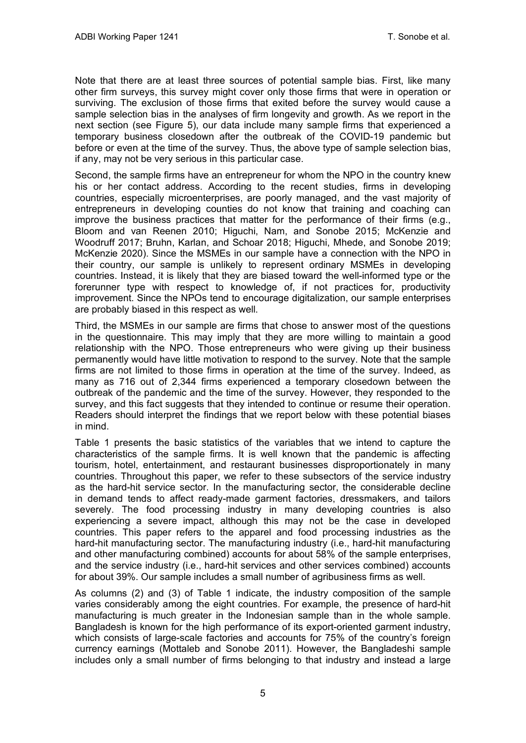Note that there are at least three sources of potential sample bias. First, like many other firm surveys, this survey might cover only those firms that were in operation or surviving. The exclusion of those firms that exited before the survey would cause a sample selection bias in the analyses of firm longevity and growth. As we report in the next section (see Figure 5), our data include many sample firms that experienced a temporary business closedown after the outbreak of the COVID-19 pandemic but before or even at the time of the survey. Thus, the above type of sample selection bias, if any, may not be very serious in this particular case.

Second, the sample firms have an entrepreneur for whom the NPO in the country knew his or her contact address. According to the recent studies, firms in developing countries, especially microenterprises, are poorly managed, and the vast majority of entrepreneurs in developing counties do not know that training and coaching can improve the business practices that matter for the performance of their firms (e.g., Bloom and van Reenen 2010; Higuchi, Nam, and Sonobe 2015; McKenzie and Woodruff 2017; Bruhn, Karlan, and Schoar 2018; Higuchi, Mhede, and Sonobe 2019; McKenzie 2020). Since the MSMEs in our sample have a connection with the NPO in their country, our sample is unlikely to represent ordinary MSMEs in developing countries. Instead, it is likely that they are biased toward the well-informed type or the forerunner type with respect to knowledge of, if not practices for, productivity improvement. Since the NPOs tend to encourage digitalization, our sample enterprises are probably biased in this respect as well.

Third, the MSMEs in our sample are firms that chose to answer most of the questions in the questionnaire. This may imply that they are more willing to maintain a good relationship with the NPO. Those entrepreneurs who were giving up their business permanently would have little motivation to respond to the survey. Note that the sample firms are not limited to those firms in operation at the time of the survey. Indeed, as many as 716 out of 2,344 firms experienced a temporary closedown between the outbreak of the pandemic and the time of the survey. However, they responded to the survey, and this fact suggests that they intended to continue or resume their operation. Readers should interpret the findings that we report below with these potential biases in mind.

Table 1 presents the basic statistics of the variables that we intend to capture the characteristics of the sample firms. It is well known that the pandemic is affecting tourism, hotel, entertainment, and restaurant businesses disproportionately in many countries. Throughout this paper, we refer to these subsectors of the service industry as the hard-hit service sector. In the manufacturing sector, the considerable decline in demand tends to affect ready-made garment factories, dressmakers, and tailors severely. The food processing industry in many developing countries is also experiencing a severe impact, although this may not be the case in developed countries. This paper refers to the apparel and food processing industries as the hard-hit manufacturing sector. The manufacturing industry (i.e., hard-hit manufacturing and other manufacturing combined) accounts for about 58% of the sample enterprises, and the service industry (i.e., hard-hit services and other services combined) accounts for about 39%. Our sample includes a small number of agribusiness firms as well.

As columns (2) and (3) of Table 1 indicate, the industry composition of the sample varies considerably among the eight countries. For example, the presence of hard-hit manufacturing is much greater in the Indonesian sample than in the whole sample. Bangladesh is known for the high performance of its export-oriented garment industry, which consists of large-scale factories and accounts for 75% of the country's foreign currency earnings (Mottaleb and Sonobe 2011). However, the Bangladeshi sample includes only a small number of firms belonging to that industry and instead a large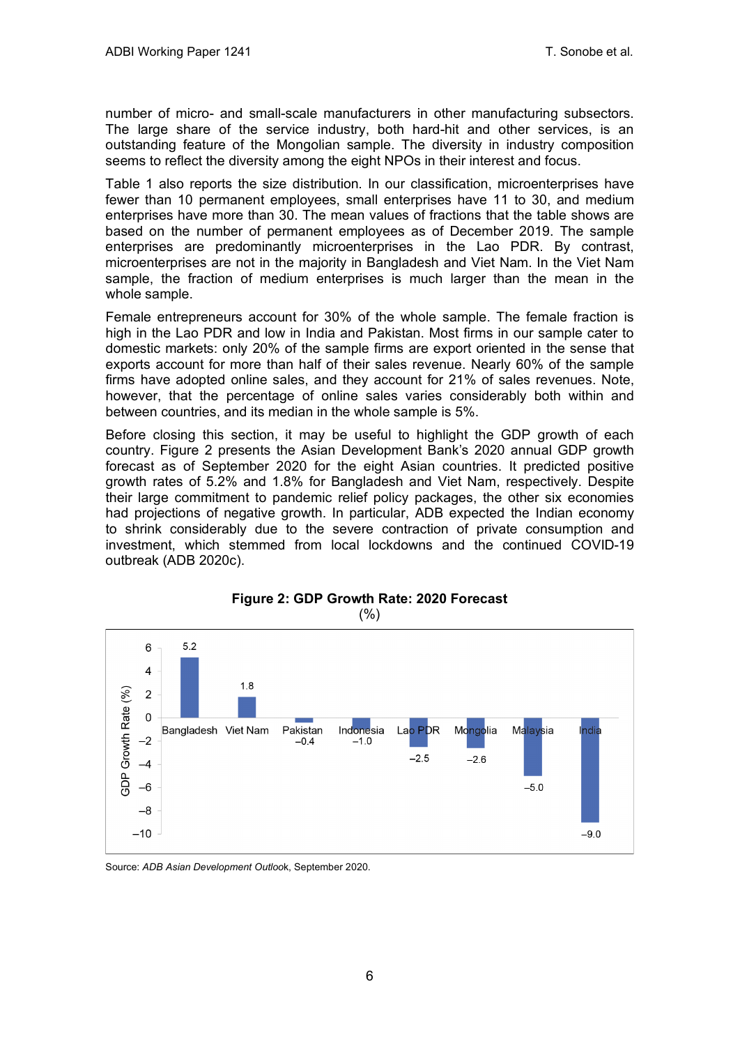number of micro- and small-scale manufacturers in other manufacturing subsectors. The large share of the service industry, both hard-hit and other services, is an outstanding feature of the Mongolian sample. The diversity in industry composition seems to reflect the diversity among the eight NPOs in their interest and focus.

Table 1 also reports the size distribution. In our classification, microenterprises have fewer than 10 permanent employees, small enterprises have 11 to 30, and medium enterprises have more than 30. The mean values of fractions that the table shows are based on the number of permanent employees as of December 2019. The sample enterprises are predominantly microenterprises in the Lao PDR. By contrast, microenterprises are not in the majority in Bangladesh and Viet Nam. In the Viet Nam sample, the fraction of medium enterprises is much larger than the mean in the whole sample.

Female entrepreneurs account for 30% of the whole sample. The female fraction is high in the Lao PDR and low in India and Pakistan. Most firms in our sample cater to domestic markets: only 20% of the sample firms are export oriented in the sense that exports account for more than half of their sales revenue. Nearly 60% of the sample firms have adopted online sales, and they account for 21% of sales revenues. Note, however, that the percentage of online sales varies considerably both within and between countries, and its median in the whole sample is 5%.

Before closing this section, it may be useful to highlight the GDP growth of each country. Figure 2 presents the Asian Development Bank's 2020 annual GDP growth forecast as of September 2020 for the eight Asian countries. It predicted positive growth rates of 5.2% and 1.8% for Bangladesh and Viet Nam, respectively. Despite their large commitment to pandemic relief policy packages, the other six economies had projections of negative growth. In particular, ADB expected the Indian economy to shrink considerably due to the severe contraction of private consumption and investment, which stemmed from local lockdowns and the continued COVID-19 outbreak (ADB 2020c).

**Figure 2: GDP Growth Rate: 2020 Forecast**

(%)

| Country | GDP Growth Rate (%) |
|---|---|
| Bangladesh | 5.2 |
| Viet Nam | 1.8 |
| Pakistan | −0.4 |
| Indonesia | −1.0 |
| Lao PDR | −2.5 |
| Mongolia | −2.6 |
| Malaysia | −5.0 |
| India | −9.0 |

Source: *ADB Asian Development Outlook*, September 2020.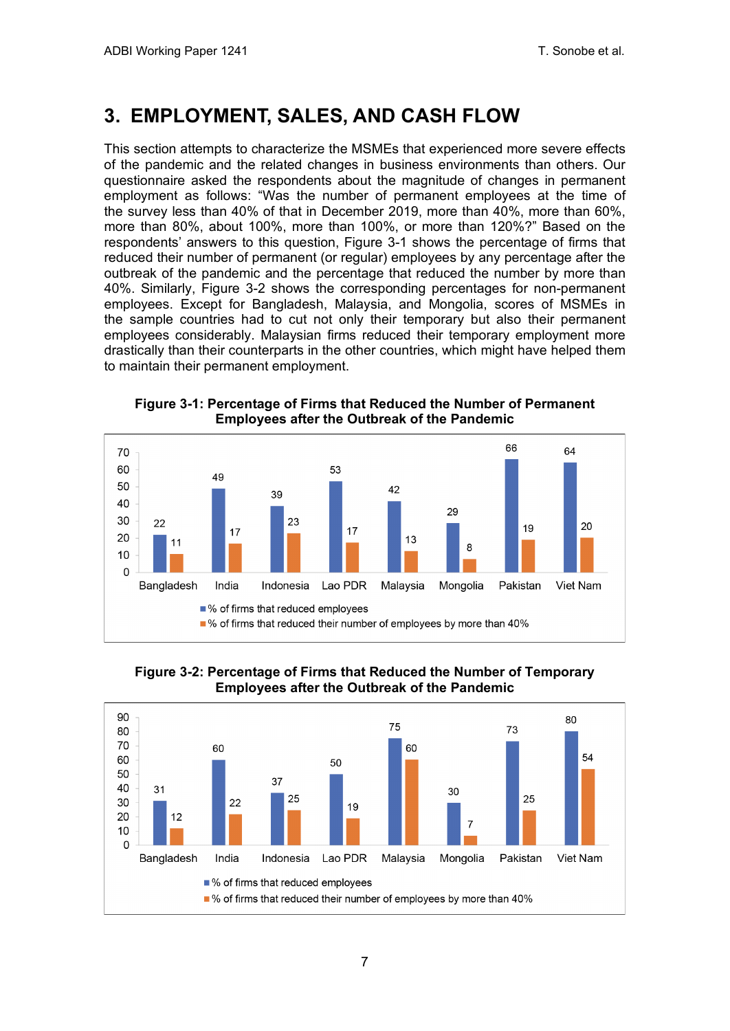## 3. EMPLOYMENT, SALES, AND CASH FLOW

This section attempts to characterize the MSMEs that experienced more severe effects of the pandemic and the related changes in business environments than others. Our questionnaire asked the respondents about the magnitude of changes in permanent employment as follows: "Was the number of permanent employees at the time of the survey less than 40% of that in December 2019, more than 40%, more than 60%, more than 80%, about 100%, more than 100%, or more than 120%?" Based on the respondents' answers to this question, Figure 3-1 shows the percentage of firms that reduced their number of permanent (or regular) employees by any percentage after the outbreak of the pandemic and the percentage that reduced the number by more than 40%. Similarly, Figure 3-2 shows the corresponding percentages for non-permanent employees. Except for Bangladesh, Malaysia, and Mongolia, scores of MSMEs in the sample countries had to cut not only their temporary but also their permanent employees considerably. Malaysian firms reduced their temporary employment more drastically than their counterparts in the other countries, which might have helped them to maintain their permanent employment.

**Figure 3-1: Percentage of Firms that Reduced the Number of Permanent Employees after the Outbreak of the Pandemic**

| Country | % of firms that reduced employees | % of firms that reduced their number of employees by more than 40% |
|---|---|---|
| Bangladesh | 22 | 11 |
| India | 49 | 17 |
| Indonesia | 39 | 23 |
| Lao PDR | 53 | 17 |
| Malaysia | 42 | 13 |
| Mongolia | 29 | 8 |
| Pakistan | 66 | 19 |
| Viet Nam | 64 | 20 |

**Figure 3-2: Percentage of Firms that Reduced the Number of Temporary Employees after the Outbreak of the Pandemic**

| Country | % of firms that reduced employees | % of firms that reduced their number of employees by more than 40% |
|---|---|---|
| Bangladesh | 31 | 12 |
| India | 60 | 22 |
| Indonesia | 37 | 25 |
| Lao PDR | 50 | 19 |
| Malaysia | 75 | 60 |
| Mongolia | 30 | 7 |
| Pakistan | 73 | 25 |
| Viet Nam | 80 | 54 |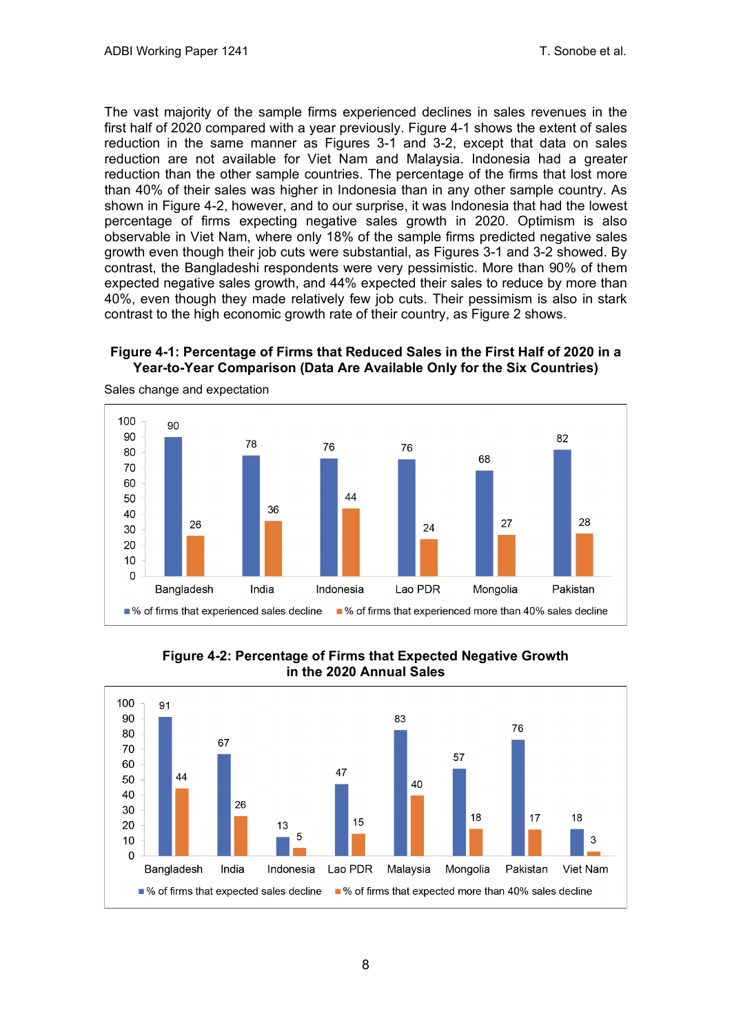The vast majority of the sample firms experienced declines in sales revenues in the first half of 2020 compared with a year previously. Figure 4-1 shows the extent of sales reduction in the same manner as Figures 3-1 and 3-2, except that data on sales reduction are not available for Viet Nam and Malaysia. Indonesia had a greater reduction than the other sample countries. The percentage of the firms that lost more than 40% of their sales was higher in Indonesia than in any other sample country. As shown in Figure 4-2, however, and to our surprise, it was Indonesia that had the lowest percentage of firms expecting negative sales growth in 2020. Optimism is also observable in Viet Nam, where only 18% of the sample firms predicted negative sales growth even though their job cuts were substantial, as Figures 3-1 and 3-2 showed. By contrast, the Bangladeshi respondents were very pessimistic. More than 90% of them expected negative sales growth, and 44% expected their sales to reduce by more than 40%, even though they made relatively few job cuts. Their pessimism is also in stark contrast to the high economic growth rate of their country, as Figure 2 shows.

**Figure 4-1: Percentage of Firms that Reduced Sales in the First Half of 2020 in a Year-to-Year Comparison (Data Are Available Only for the Six Countries)**

Sales change and expectation

| | Bangladesh | India | Indonesia | Lao PDR | Mongolia | Pakistan |
|---|---|---|---|---|---|---|
| % of firms that experienced sales decline | 90 | 78 | 76 | 76 | 68 | 82 |
| % of firms that experienced more than 40% sales decline | 26 | 36 | 44 | 24 | 27 | 28 |

**Figure 4-2: Percentage of Firms that Expected Negative Growth in the 2020 Annual Sales**

| | Bangladesh | India | Indonesia | Lao PDR | Malaysia | Mongolia | Pakistan | Viet Nam |
|---|---|---|---|---|---|---|---|---|
| % of firms that expected sales decline | 91 | 67 | 13 | 47 | 83 | 57 | 76 | 18 |
| % of firms that expected more than 40% sales decline | 44 | 26 | 5 | 15 | 40 | 18 | 17 | 3 |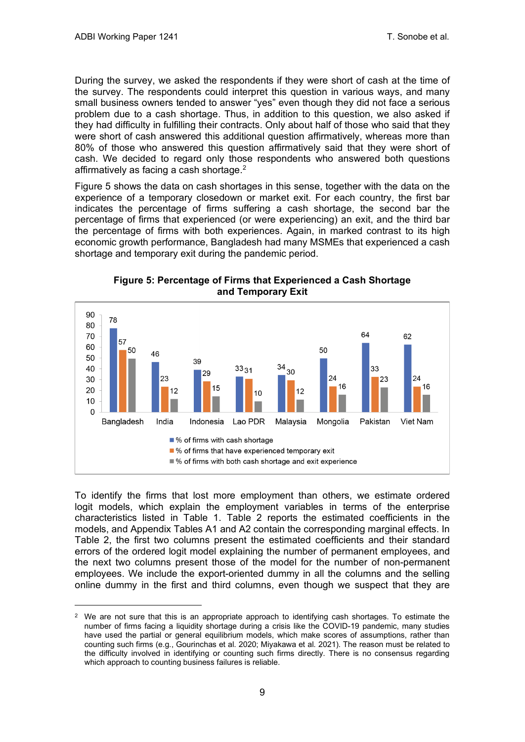During the survey, we asked the respondents if they were short of cash at the time of the survey. The respondents could interpret this question in various ways, and many small business owners tended to answer "yes" even though they did not face a serious problem due to a cash shortage. Thus, in addition to this question, we also asked if they had difficulty in fulfilling their contracts. Only about half of those who said that they were short of cash answered this additional question affirmatively, whereas more than 80% of those who answered this question affirmatively said that they were short of cash. We decided to regard only those respondents who answered both questions affirmatively as facing a cash shortage.[2]

Figure 5 shows the data on cash shortages in this sense, together with the data on the experience of a temporary closedown or market exit. For each country, the first bar indicates the percentage of firms suffering a cash shortage, the second bar the percentage of firms that experienced (or were experiencing) an exit, and the third bar the percentage of firms with both experiences. Again, in marked contrast to its high economic growth performance, Bangladesh had many MSMEs that experienced a cash shortage and temporary exit during the pandemic period.

**Figure 5: Percentage of Firms that Experienced a Cash Shortage and Temporary Exit**

| Country | % of firms with cash shortage | % of firms that have experienced temporary exit | % of firms with both cash shortage and exit experience |
|---|---|---|---|
| Bangladesh | 78 | 57 | 50 |
| India | 46 | 23 | 12 |
| Indonesia | 39 | 29 | 15 |
| Lao PDR | 33 | 31 | 10 |
| Malaysia | 34 | 30 | 12 |
| Mongolia | 50 | 24 | 16 |
| Pakistan | 64 | 33 | 23 |
| Viet Nam | 62 | 24 | 16 |

To identify the firms that lost more employment than others, we estimate ordered logit models, which explain the employment variables in terms of the enterprise characteristics listed in Table 1. Table 2 reports the estimated coefficients in the models, and Appendix Tables A1 and A2 contain the corresponding marginal effects. In Table 2, the first two columns present the estimated coefficients and their standard errors of the ordered logit model explaining the number of permanent employees, and the next two columns present those of the model for the number of non-permanent employees. We include the export-oriented dummy in all the columns and the selling online dummy in the first and third columns, even though we suspect that they are

---

[2] We are not sure that this is an appropriate approach to identifying cash shortages. To estimate the number of firms facing a liquidity shortage during a crisis like the COVID-19 pandemic, many studies have used the partial or general equilibrium models, which make scores of assumptions, rather than counting such firms (e.g., Gourinchas et al. 2020; Miyakawa et al. 2021). The reason must be related to the difficulty involved in identifying or counting such firms directly. There is no consensus regarding which approach to counting business failures is reliable.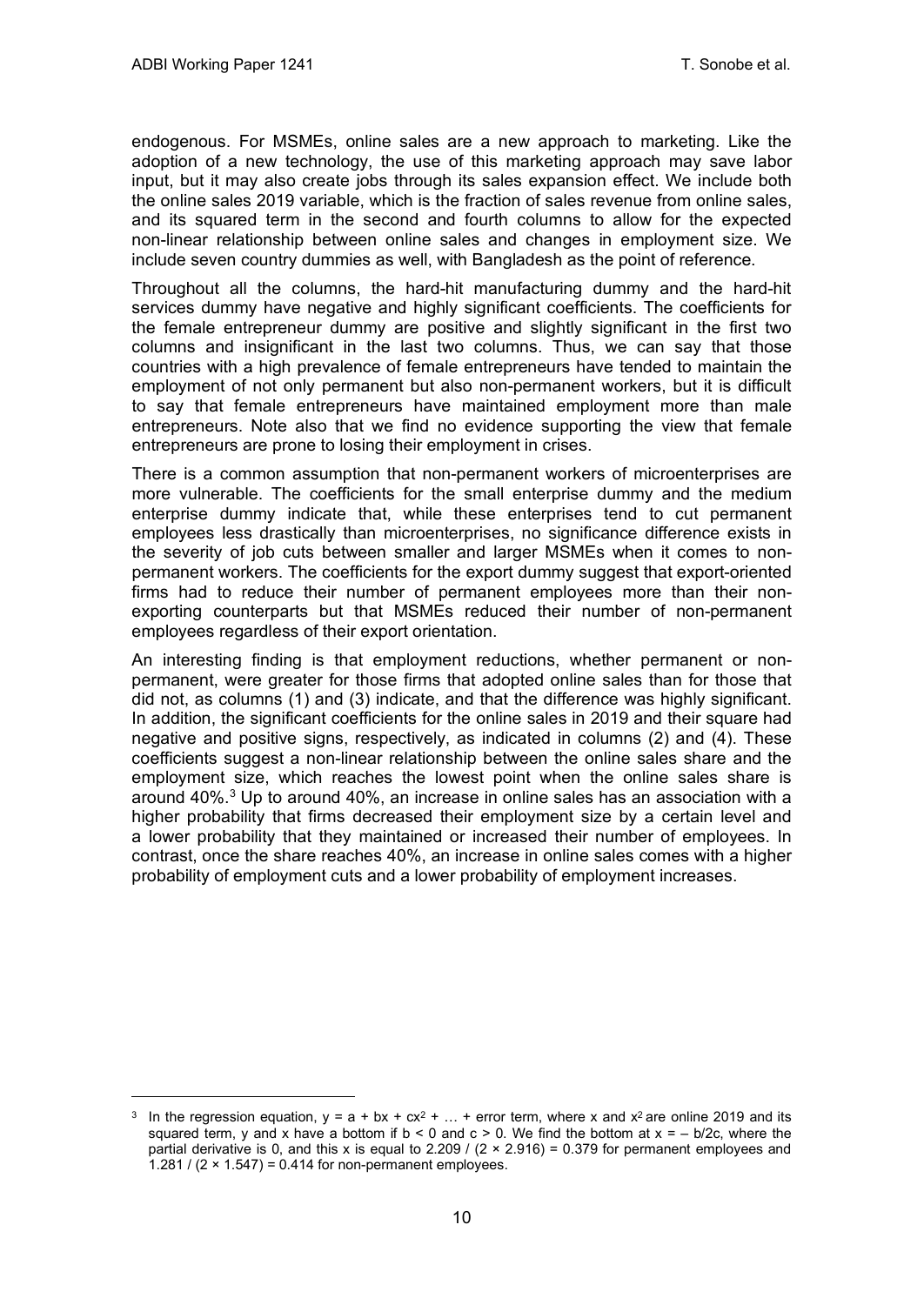endogenous. For MSMEs, online sales are a new approach to marketing. Like the adoption of a new technology, the use of this marketing approach may save labor input, but it may also create jobs through its sales expansion effect. We include both the online sales 2019 variable, which is the fraction of sales revenue from online sales, and its squared term in the second and fourth columns to allow for the expected non-linear relationship between online sales and changes in employment size. We include seven country dummies as well, with Bangladesh as the point of reference.

Throughout all the columns, the hard-hit manufacturing dummy and the hard-hit services dummy have negative and highly significant coefficients. The coefficients for the female entrepreneur dummy are positive and slightly significant in the first two columns and insignificant in the last two columns. Thus, we can say that those countries with a high prevalence of female entrepreneurs have tended to maintain the employment of not only permanent but also non-permanent workers, but it is difficult to say that female entrepreneurs have maintained employment more than male entrepreneurs. Note also that we find no evidence supporting the view that female entrepreneurs are prone to losing their employment in crises.

There is a common assumption that non-permanent workers of microenterprises are more vulnerable. The coefficients for the small enterprise dummy and the medium enterprise dummy indicate that, while these enterprises tend to cut permanent employees less drastically than microenterprises, no significance difference exists in the severity of job cuts between smaller and larger MSMEs when it comes to non-permanent workers. The coefficients for the export dummy suggest that export-oriented firms had to reduce their number of permanent employees more than their non-exporting counterparts but that MSMEs reduced their number of non-permanent employees regardless of their export orientation.

An interesting finding is that employment reductions, whether permanent or non-permanent, were greater for those firms that adopted online sales than for those that did not, as columns (1) and (3) indicate, and that the difference was highly significant. In addition, the significant coefficients for the online sales in 2019 and their square had negative and positive signs, respectively, as indicated in columns (2) and (4). These coefficients suggest a non-linear relationship between the online sales share and the employment size, which reaches the lowest point when the online sales share is around 40%.[3] Up to around 40%, an increase in online sales has an association with a higher probability that firms decreased their employment size by a certain level and a lower probability that they maintained or increased their number of employees. In contrast, once the share reaches 40%, an increase in online sales comes with a higher probability of employment cuts and a lower probability of employment increases.

---

[3] In the regression equation, $y = a + bx + cx^2 + \ldots +$ error term, where x and $x^2$ are online 2019 and its squared term, y and x have a bottom if $b < 0$ and $c > 0$. We find the bottom at $x = -b/2c$, where the partial derivative is 0, and this x is equal to $2.209 / (2 \times 2.916) = 0.379$ for permanent employees and $1.281 / (2 \times 1.547) = 0.414$ for non-permanent employees.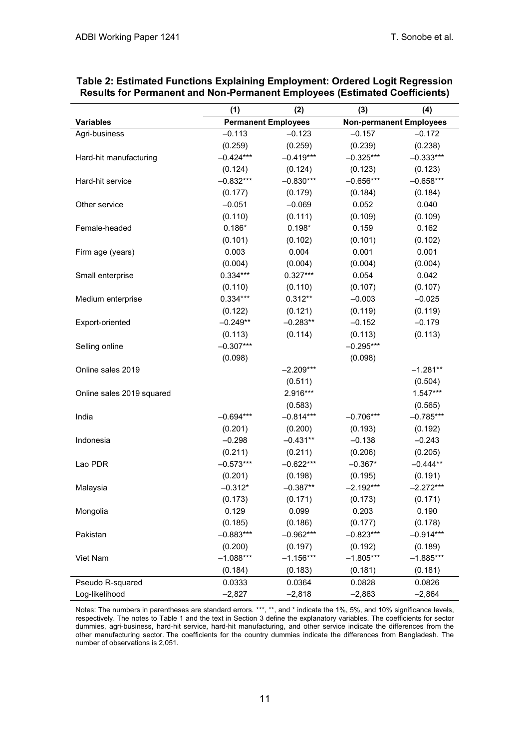**Table 2: Estimated Functions Explaining Employment: Ordered Logit Regression Results for Permanent and Non-Permanent Employees (Estimated Coefficients)**

| | (1) | (2) | (3) | (4) |
|---|---|---|---|---|
| **Variables** | **Permanent Employees** | | **Non-permanent Employees** | |
| Agri-business | −0.113 | −0.123 | −0.157 | −0.172 |
| | (0.259) | (0.259) | (0.239) | (0.238) |
| Hard-hit manufacturing | −0.424*** | −0.419*** | −0.325*** | −0.333*** |
| | (0.124) | (0.124) | (0.123) | (0.123) |
| Hard-hit service | −0.832*** | −0.830*** | −0.656*** | −0.658*** |
| | (0.177) | (0.179) | (0.184) | (0.184) |
| Other service | −0.051 | −0.069 | 0.052 | 0.040 |
| | (0.110) | (0.111) | (0.109) | (0.109) |
| Female-headed | 0.186* | 0.198* | 0.159 | 0.162 |
| | (0.101) | (0.102) | (0.101) | (0.102) |
| Firm age (years) | 0.003 | 0.004 | 0.001 | 0.001 |
| | (0.004) | (0.004) | (0.004) | (0.004) |
| Small enterprise | 0.334*** | 0.327*** | 0.054 | 0.042 |
| | (0.110) | (0.110) | (0.107) | (0.107) |
| Medium enterprise | 0.334*** | 0.312** | −0.003 | −0.025 |
| | (0.122) | (0.121) | (0.119) | (0.119) |
| Export-oriented | −0.249** | −0.283** | −0.152 | −0.179 |
| | (0.113) | (0.114) | (0.113) | (0.113) |
| Selling online | −0.307*** | | −0.295*** | |
| | (0.098) | | (0.098) | |
| Online sales 2019 | | −2.209*** | | −1.281** |
| | | (0.511) | | (0.504) |
| Online sales 2019 squared | | 2.916*** | | 1.547*** |
| | | (0.583) | | (0.565) |
| India | −0.694*** | −0.814*** | −0.706*** | −0.785*** |
| | (0.201) | (0.200) | (0.193) | (0.192) |
| Indonesia | −0.298 | −0.431** | −0.138 | −0.243 |
| | (0.211) | (0.211) | (0.206) | (0.205) |
| Lao PDR | −0.573*** | −0.622*** | −0.367* | −0.444** |
| | (0.201) | (0.198) | (0.195) | (0.191) |
| Malaysia | −0.312* | −0.387** | −2.192*** | −2.272*** |
| | (0.173) | (0.171) | (0.173) | (0.171) |
| Mongolia | 0.129 | 0.099 | 0.203 | 0.190 |
| | (0.185) | (0.186) | (0.177) | (0.178) |
| Pakistan | −0.883*** | −0.962*** | −0.823*** | −0.914*** |
| | (0.200) | (0.197) | (0.192) | (0.189) |
| Viet Nam | −1.088*** | −1.156*** | −1.805*** | −1.885*** |
| | (0.184) | (0.183) | (0.181) | (0.181) |
| Pseudo R-squared | 0.0333 | 0.0364 | 0.0828 | 0.0826 |
| Log-likelihood | −2,827 | −2,818 | −2,863 | −2,864 |

Notes: The numbers in parentheses are standard errors. ***, **, and * indicate the 1%, 5%, and 10% significance levels, respectively. The notes to Table 1 and the text in Section 3 define the explanatory variables. The coefficients for sector dummies, agri-business, hard-hit service, hard-hit manufacturing, and other service indicate the differences from the other manufacturing sector. The coefficients for the country dummies indicate the differences from Bangladesh. The number of observations is 2,051.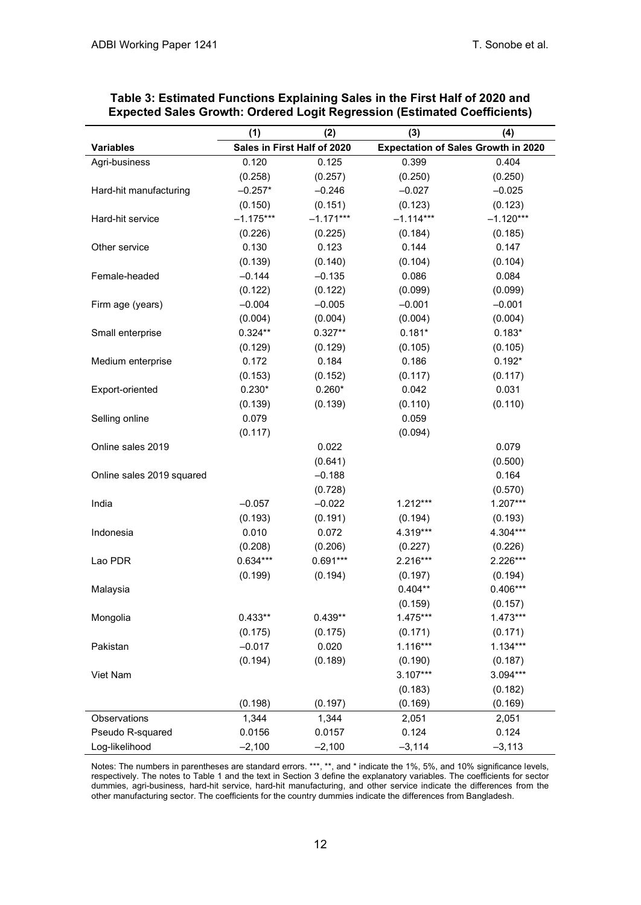**Table 3: Estimated Functions Explaining Sales in the First Half of 2020 and Expected Sales Growth: Ordered Logit Regression (Estimated Coefficients)**

| | (1) | (2) | (3) | (4) |
|---|---|---|---|---|
| **Variables** | **Sales in First Half of 2020** | | **Expectation of Sales Growth in 2020** | |
| Agri-business | 0.120 | 0.125 | 0.399 | 0.404 |
| | (0.258) | (0.257) | (0.250) | (0.250) |
| Hard-hit manufacturing | –0.257* | –0.246 | –0.027 | –0.025 |
| | (0.150) | (0.151) | (0.123) | (0.123) |
| Hard-hit service | –1.175*** | –1.171*** | –1.114*** | –1.120*** |
| | (0.226) | (0.225) | (0.184) | (0.185) |
| Other service | 0.130 | 0.123 | 0.144 | 0.147 |
| | (0.139) | (0.140) | (0.104) | (0.104) |
| Female-headed | –0.144 | –0.135 | 0.086 | 0.084 |
| | (0.122) | (0.122) | (0.099) | (0.099) |
| Firm age (years) | –0.004 | –0.005 | –0.001 | –0.001 |
| | (0.004) | (0.004) | (0.004) | (0.004) |
| Small enterprise | 0.324** | 0.327** | 0.181* | 0.183* |
| | (0.129) | (0.129) | (0.105) | (0.105) |
| Medium enterprise | 0.172 | 0.184 | 0.186 | 0.192* |
| | (0.153) | (0.152) | (0.117) | (0.117) |
| Export-oriented | 0.230* | 0.260* | 0.042 | 0.031 |
| | (0.139) | (0.139) | (0.110) | (0.110) |
| Selling online | 0.079 | | 0.059 | |
| | (0.117) | | (0.094) | |
| Online sales 2019 | | 0.022 | | 0.079 |
| | | (0.641) | | (0.500) |
| Online sales 2019 squared | | –0.188 | | 0.164 |
| | | (0.728) | | (0.570) |
| India | –0.057 | –0.022 | 1.212*** | 1.207*** |
| | (0.193) | (0.191) | (0.194) | (0.193) |
| Indonesia | 0.010 | 0.072 | 4.319*** | 4.304*** |
| | (0.208) | (0.206) | (0.227) | (0.226) |
| Lao PDR | 0.634*** | 0.691*** | 2.216*** | 2.226*** |
| | (0.199) | (0.194) | (0.197) | (0.194) |
| Malaysia | | | 0.404** | 0.406*** |
| | | | (0.159) | (0.157) |
| Mongolia | 0.433** | 0.439** | 1.475*** | 1.473*** |
| | (0.175) | (0.175) | (0.171) | (0.171) |
| Pakistan | –0.017 | 0.020 | 1.116*** | 1.134*** |
| | (0.194) | (0.189) | (0.190) | (0.187) |
| Viet Nam | | | 3.107*** | 3.094*** |
| | | | (0.183) | (0.182) |
| | (0.198) | (0.197) | (0.169) | (0.169) |
| Observations | 1,344 | 1,344 | 2,051 | 2,051 |
| Pseudo R-squared | 0.0156 | 0.0157 | 0.124 | 0.124 |
| Log-likelihood | –2,100 | –2,100 | –3,114 | –3,113 |

Notes: The numbers in parentheses are standard errors. ***, **, and * indicate the 1%, 5%, and 10% significance levels, respectively. The notes to Table 1 and the text in Section 3 define the explanatory variables. The coefficients for sector dummies, agri-business, hard-hit service, hard-hit manufacturing, and other service indicate the differences from the other manufacturing sector. The coefficients for the country dummies indicate the differences from Bangladesh.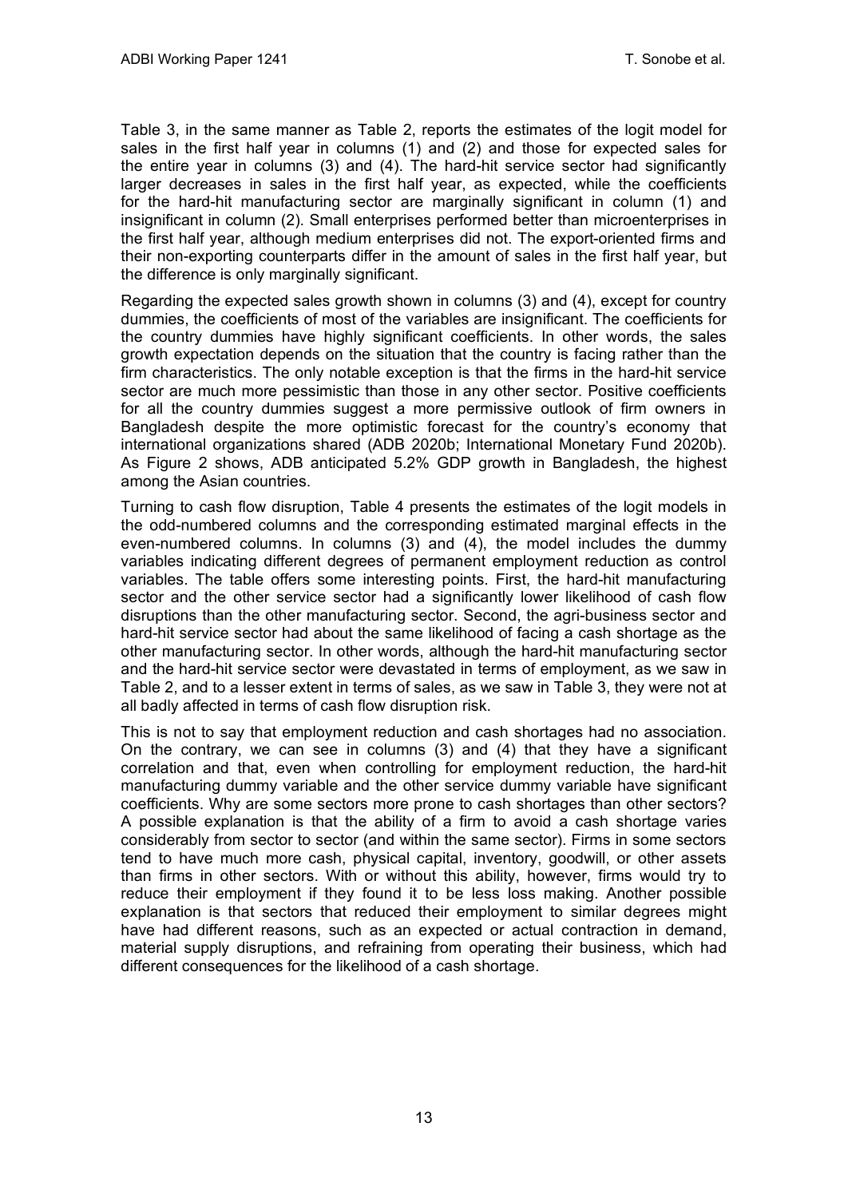Table 3, in the same manner as Table 2, reports the estimates of the logit model for sales in the first half year in columns (1) and (2) and those for expected sales for the entire year in columns (3) and (4). The hard-hit service sector had significantly larger decreases in sales in the first half year, as expected, while the coefficients for the hard-hit manufacturing sector are marginally significant in column (1) and insignificant in column (2). Small enterprises performed better than microenterprises in the first half year, although medium enterprises did not. The export-oriented firms and their non-exporting counterparts differ in the amount of sales in the first half year, but the difference is only marginally significant.

Regarding the expected sales growth shown in columns (3) and (4), except for country dummies, the coefficients of most of the variables are insignificant. The coefficients for the country dummies have highly significant coefficients. In other words, the sales growth expectation depends on the situation that the country is facing rather than the firm characteristics. The only notable exception is that the firms in the hard-hit service sector are much more pessimistic than those in any other sector. Positive coefficients for all the country dummies suggest a more permissive outlook of firm owners in Bangladesh despite the more optimistic forecast for the country's economy that international organizations shared (ADB 2020b; International Monetary Fund 2020b). As Figure 2 shows, ADB anticipated 5.2% GDP growth in Bangladesh, the highest among the Asian countries.

Turning to cash flow disruption, Table 4 presents the estimates of the logit models in the odd-numbered columns and the corresponding estimated marginal effects in the even-numbered columns. In columns (3) and (4), the model includes the dummy variables indicating different degrees of permanent employment reduction as control variables. The table offers some interesting points. First, the hard-hit manufacturing sector and the other service sector had a significantly lower likelihood of cash flow disruptions than the other manufacturing sector. Second, the agri-business sector and hard-hit service sector had about the same likelihood of facing a cash shortage as the other manufacturing sector. In other words, although the hard-hit manufacturing sector and the hard-hit service sector were devastated in terms of employment, as we saw in Table 2, and to a lesser extent in terms of sales, as we saw in Table 3, they were not at all badly affected in terms of cash flow disruption risk.

This is not to say that employment reduction and cash shortages had no association. On the contrary, we can see in columns (3) and (4) that they have a significant correlation and that, even when controlling for employment reduction, the hard-hit manufacturing dummy variable and the other service dummy variable have significant coefficients. Why are some sectors more prone to cash shortages than other sectors? A possible explanation is that the ability of a firm to avoid a cash shortage varies considerably from sector to sector (and within the same sector). Firms in some sectors tend to have much more cash, physical capital, inventory, goodwill, or other assets than firms in other sectors. With or without this ability, however, firms would try to reduce their employment if they found it to be less loss making. Another possible explanation is that sectors that reduced their employment to similar degrees might have had different reasons, such as an expected or actual contraction in demand, material supply disruptions, and refraining from operating their business, which had different consequences for the likelihood of a cash shortage.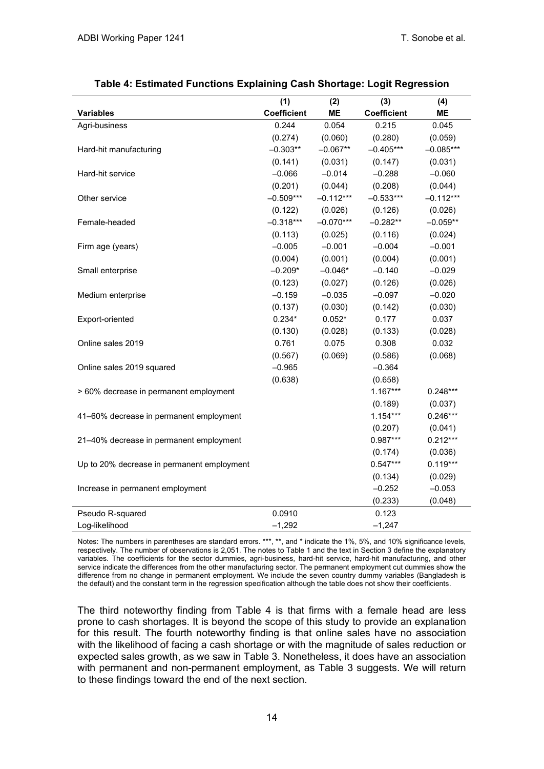**Table 4: Estimated Functions Explaining Cash Shortage: Logit Regression**

| Variables | (1) Coefficient | (2) ME | (3) Coefficient | (4) ME |
|---|---|---|---|---|
| Agri-business | 0.244 | 0.054 | 0.215 | 0.045 |
| | (0.274) | (0.060) | (0.280) | (0.059) |
| Hard-hit manufacturing | −0.303** | −0.067** | −0.405*** | −0.085*** |
| | (0.141) | (0.031) | (0.147) | (0.031) |
| Hard-hit service | −0.066 | −0.014 | −0.288 | −0.060 |
| | (0.201) | (0.044) | (0.208) | (0.044) |
| Other service | −0.509*** | −0.112*** | −0.533*** | −0.112*** |
| | (0.122) | (0.026) | (0.126) | (0.026) |
| Female-headed | −0.318*** | −0.070*** | −0.282** | −0.059** |
| | (0.113) | (0.025) | (0.116) | (0.024) |
| Firm age (years) | −0.005 | −0.001 | −0.004 | −0.001 |
| | (0.004) | (0.001) | (0.004) | (0.001) |
| Small enterprise | −0.209* | −0.046* | −0.140 | −0.029 |
| | (0.123) | (0.027) | (0.126) | (0.026) |
| Medium enterprise | −0.159 | −0.035 | −0.097 | −0.020 |
| | (0.137) | (0.030) | (0.142) | (0.030) |
| Export-oriented | 0.234* | 0.052* | 0.177 | 0.037 |
| | (0.130) | (0.028) | (0.133) | (0.028) |
| Online sales 2019 | 0.761 | 0.075 | 0.308 | 0.032 |
| | (0.567) | (0.069) | (0.586) | (0.068) |
| Online sales 2019 squared | −0.965 | | −0.364 | |
| | (0.638) | | (0.658) | |
| > 60% decrease in permanent employment | | | 1.167*** | 0.248*** |
| | | | (0.189) | (0.037) |
| 41–60% decrease in permanent employment | | | 1.154*** | 0.246*** |
| | | | (0.207) | (0.041) |
| 21–40% decrease in permanent employment | | | 0.987*** | 0.212*** |
| | | | (0.174) | (0.036) |
| Up to 20% decrease in permanent employment | | | 0.547*** | 0.119*** |
| | | | (0.134) | (0.029) |
| Increase in permanent employment | | | −0.252 | −0.053 |
| | | | (0.233) | (0.048) |
| Pseudo R-squared | 0.0910 | | 0.123 | |
| Log-likelihood | −1,292 | | −1,247 | |

Notes: The numbers in parentheses are standard errors. ***, **, and * indicate the 1%, 5%, and 10% significance levels, respectively. The number of observations is 2,051. The notes to Table 1 and the text in Section 3 define the explanatory variables. The coefficients for the sector dummies, agri-business, hard-hit service, hard-hit manufacturing, and other service indicate the differences from the other manufacturing sector. The permanent employment cut dummies show the difference from no change in permanent employment. We include the seven country dummy variables (Bangladesh is the default) and the constant term in the regression specification although the table does not show their coefficients.

The third noteworthy finding from Table 4 is that firms with a female head are less prone to cash shortages. It is beyond the scope of this study to provide an explanation for this result. The fourth noteworthy finding is that online sales have no association with the likelihood of facing a cash shortage or with the magnitude of sales reduction or expected sales growth, as we saw in Table 3. Nonetheless, it does have an association with permanent and non-permanent employment, as Table 3 suggests. We will return to these findings toward the end of the next section.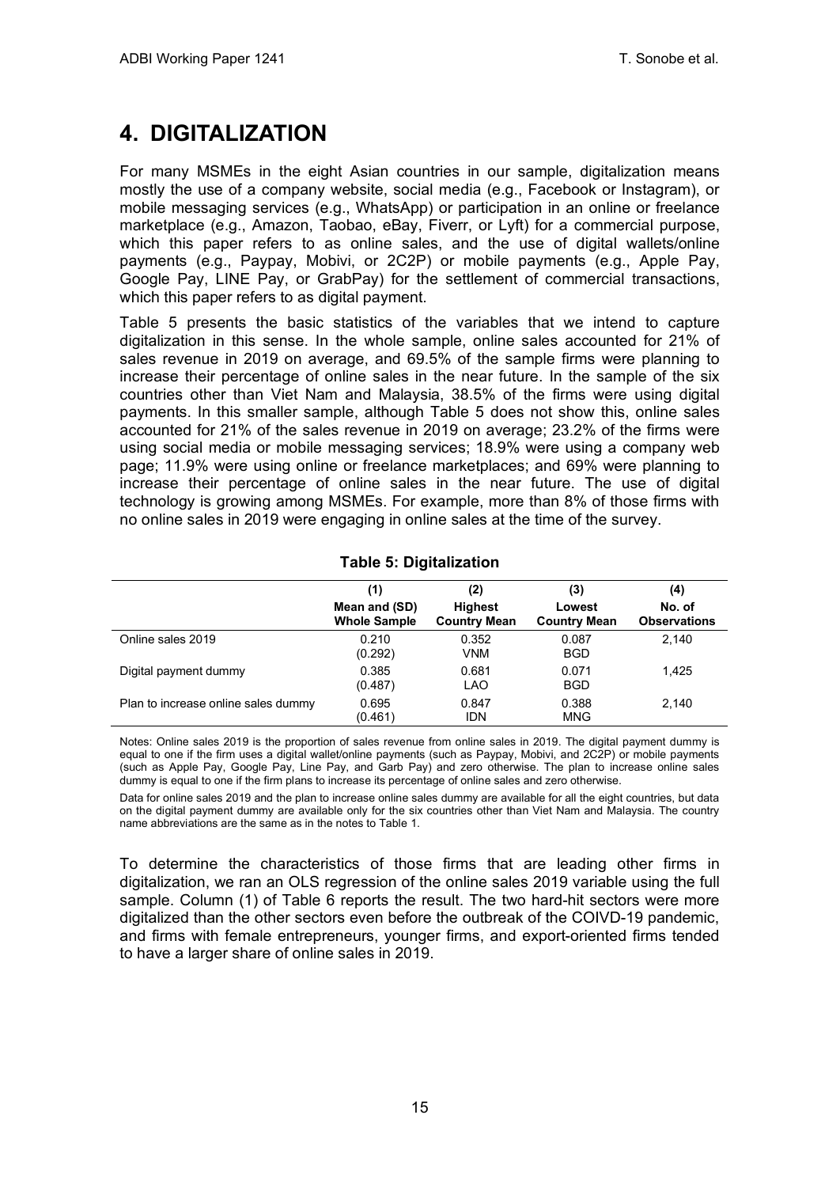# 4. DIGITALIZATION

For many MSMEs in the eight Asian countries in our sample, digitalization means mostly the use of a company website, social media (e.g., Facebook or Instagram), or mobile messaging services (e.g., WhatsApp) or participation in an online or freelance marketplace (e.g., Amazon, Taobao, eBay, Fiverr, or Lyft) for a commercial purpose, which this paper refers to as online sales, and the use of digital wallets/online payments (e.g., Paypay, Mobivi, or 2C2P) or mobile payments (e.g., Apple Pay, Google Pay, LINE Pay, or GrabPay) for the settlement of commercial transactions, which this paper refers to as digital payment.

Table 5 presents the basic statistics of the variables that we intend to capture digitalization in this sense. In the whole sample, online sales accounted for 21% of sales revenue in 2019 on average, and 69.5% of the sample firms were planning to increase their percentage of online sales in the near future. In the sample of the six countries other than Viet Nam and Malaysia, 38.5% of the firms were using digital payments. In this smaller sample, although Table 5 does not show this, online sales accounted for 21% of the sales revenue in 2019 on average; 23.2% of the firms were using social media or mobile messaging services; 18.9% were using a company web page; 11.9% were using online or freelance marketplaces; and 69% were planning to increase their percentage of online sales in the near future. The use of digital technology is growing among MSMEs. For example, more than 8% of those firms with no online sales in 2019 were engaging in online sales at the time of the survey.

**Table 5: Digitalization**

| | (1) Mean and (SD) Whole Sample | (2) Highest Country Mean | (3) Lowest Country Mean | (4) No. of Observations |
|---|---|---|---|---|
| Online sales 2019 | 0.210 (0.292) | 0.352 VNM | 0.087 BGD | 2,140 |
| Digital payment dummy | 0.385 (0.487) | 0.681 LAO | 0.071 BGD | 1,425 |
| Plan to increase online sales dummy | 0.695 (0.461) | 0.847 IDN | 0.388 MNG | 2,140 |

Notes: Online sales 2019 is the proportion of sales revenue from online sales in 2019. The digital payment dummy is equal to one if the firm uses a digital wallet/online payments (such as Paypay, Mobivi, and 2C2P) or mobile payments (such as Apple Pay, Google Pay, Line Pay, and Garb Pay) and zero otherwise. The plan to increase online sales dummy is equal to one if the firm plans to increase its percentage of online sales and zero otherwise.

Data for online sales 2019 and the plan to increase online sales dummy are available for all the eight countries, but data on the digital payment dummy are available only for the six countries other than Viet Nam and Malaysia. The country name abbreviations are the same as in the notes to Table 1.

To determine the characteristics of those firms that are leading other firms in digitalization, we ran an OLS regression of the online sales 2019 variable using the full sample. Column (1) of Table 6 reports the result. The two hard-hit sectors were more digitalized than the other sectors even before the outbreak of the COIVD-19 pandemic, and firms with female entrepreneurs, younger firms, and export-oriented firms tended to have a larger share of online sales in 2019.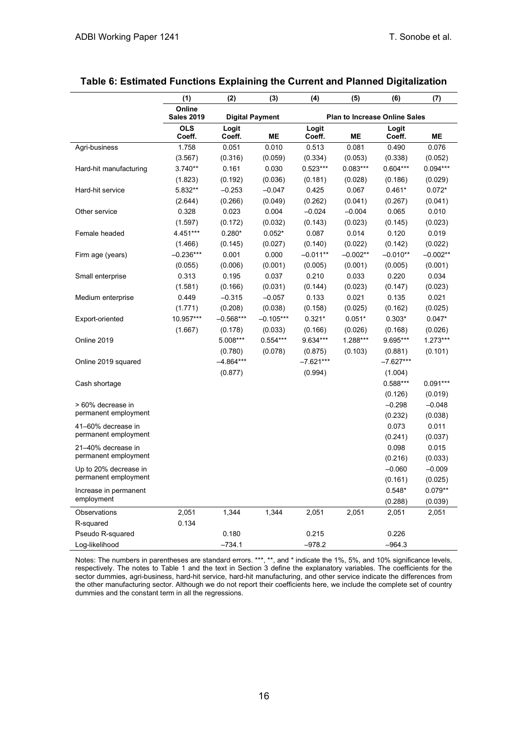## Table 6: Estimated Functions Explaining the Current and Planned Digitalization

| | (1) | (2) | (3) | (4) | (5) | (6) | (7) |
|---|---|---|---|---|---|---|---|
| | Online Sales 2019 | Digital Payment | | Plan to Increase Online Sales | | | |
| | OLS Coeff. | Logit Coeff. | ME | Logit Coeff. | ME | Logit Coeff. | ME |
| Agri-business | 1.758 | 0.051 | 0.010 | 0.513 | 0.081 | 0.490 | 0.076 |
| | (3.567) | (0.316) | (0.059) | (0.334) | (0.053) | (0.338) | (0.052) |
| Hard-hit manufacturing | 3.740** | 0.161 | 0.030 | 0.523*** | 0.083*** | 0.604*** | 0.094*** |
| | (1.823) | (0.192) | (0.036) | (0.181) | (0.028) | (0.186) | (0.029) |
| Hard-hit service | 5.832** | –0.253 | –0.047 | 0.425 | 0.067 | 0.461* | 0.072* |
| | (2.644) | (0.266) | (0.049) | (0.262) | (0.041) | (0.267) | (0.041) |
| Other service | 0.328 | 0.023 | 0.004 | –0.024 | –0.004 | 0.065 | 0.010 |
| | (1.597) | (0.172) | (0.032) | (0.143) | (0.023) | (0.145) | (0.023) |
| Female headed | 4.451*** | 0.280* | 0.052* | 0.087 | 0.014 | 0.120 | 0.019 |
| | (1.466) | (0.145) | (0.027) | (0.140) | (0.022) | (0.142) | (0.022) |
| Firm age (years) | –0.236*** | 0.001 | 0.000 | –0.011** | –0.002** | –0.010** | –0.002** |
| | (0.055) | (0.006) | (0.001) | (0.005) | (0.001) | (0.005) | (0.001) |
| Small enterprise | 0.313 | 0.195 | 0.037 | 0.210 | 0.033 | 0.220 | 0.034 |
| | (1.581) | (0.166) | (0.031) | (0.144) | (0.023) | (0.147) | (0.023) |
| Medium enterprise | 0.449 | –0.315 | –0.057 | 0.133 | 0.021 | 0.135 | 0.021 |
| | (1.771) | (0.208) | (0.038) | (0.158) | (0.025) | (0.162) | (0.025) |
| Export-oriented | 10.957*** | –0.568*** | –0.105*** | 0.321* | 0.051* | 0.303* | 0.047* |
| | (1.667) | (0.178) | (0.033) | (0.166) | (0.026) | (0.168) | (0.026) |
| Online 2019 | | 5.008*** | 0.554*** | 9.634*** | 1.288*** | 9.695*** | 1.273*** |
| | | (0.780) | (0.078) | (0.875) | (0.103) | (0.881) | (0.101) |
| Online 2019 squared | | –4.864*** | | –7.621*** | | –7.627*** | |
| | | (0.877) | | (0.994) | | (1.004) | |
| Cash shortage | | | | | | 0.588*** | 0.091*** |
| | | | | | | (0.126) | (0.019) |
| > 60% decrease in permanent employment | | | | | | –0.298 | –0.048 |
| | | | | | | (0.232) | (0.038) |
| 41–60% decrease in permanent employment | | | | | | 0.073 | 0.011 |
| | | | | | | (0.241) | (0.037) |
| 21–40% decrease in permanent employment | | | | | | 0.098 | 0.015 |
| | | | | | | (0.216) | (0.033) |
| Up to 20% decrease in permanent employment | | | | | | –0.060 | –0.009 |
| | | | | | | (0.161) | (0.025) |
| Increase in permanent employment | | | | | | 0.548* | 0.079** |
| | | | | | | (0.288) | (0.039) |
| Observations | 2,051 | 1,344 | 1,344 | 2,051 | 2,051 | 2,051 | 2,051 |
| R-squared | 0.134 | | | | | | |
| Pseudo R-squared | | 0.180 | | 0.215 | | 0.226 | |
| Log-likelihood | | –734.1 | | –978.2 | | –964.3 | |

Notes: The numbers in parentheses are standard errors. ***, **, and * indicate the 1%, 5%, and 10% significance levels, respectively. The notes to Table 1 and the text in Section 3 define the explanatory variables. The coefficients for the sector dummies, agri-business, hard-hit service, hard-hit manufacturing, and other service indicate the differences from the other manufacturing sector. Although we do not report their coefficients here, we include the complete set of country dummies and the constant term in all the regressions.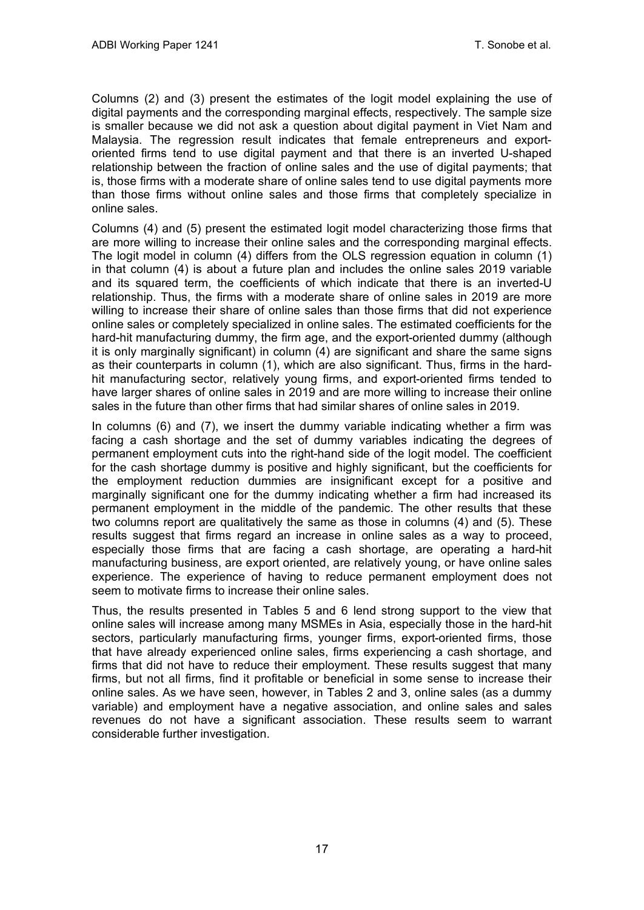Columns (2) and (3) present the estimates of the logit model explaining the use of digital payments and the corresponding marginal effects, respectively. The sample size is smaller because we did not ask a question about digital payment in Viet Nam and Malaysia. The regression result indicates that female entrepreneurs and export-oriented firms tend to use digital payment and that there is an inverted U-shaped relationship between the fraction of online sales and the use of digital payments; that is, those firms with a moderate share of online sales tend to use digital payments more than those firms without online sales and those firms that completely specialize in online sales.

Columns (4) and (5) present the estimated logit model characterizing those firms that are more willing to increase their online sales and the corresponding marginal effects. The logit model in column (4) differs from the OLS regression equation in column (1) in that column (4) is about a future plan and includes the online sales 2019 variable and its squared term, the coefficients of which indicate that there is an inverted-U relationship. Thus, the firms with a moderate share of online sales in 2019 are more willing to increase their share of online sales than those firms that did not experience online sales or completely specialized in online sales. The estimated coefficients for the hard-hit manufacturing dummy, the firm age, and the export-oriented dummy (although it is only marginally significant) in column (4) are significant and share the same signs as their counterparts in column (1), which are also significant. Thus, firms in the hard-hit manufacturing sector, relatively young firms, and export-oriented firms tended to have larger shares of online sales in 2019 and are more willing to increase their online sales in the future than other firms that had similar shares of online sales in 2019.

In columns (6) and (7), we insert the dummy variable indicating whether a firm was facing a cash shortage and the set of dummy variables indicating the degrees of permanent employment cuts into the right-hand side of the logit model. The coefficient for the cash shortage dummy is positive and highly significant, but the coefficients for the employment reduction dummies are insignificant except for a positive and marginally significant one for the dummy indicating whether a firm had increased its permanent employment in the middle of the pandemic. The other results that these two columns report are qualitatively the same as those in columns (4) and (5). These results suggest that firms regard an increase in online sales as a way to proceed, especially those firms that are facing a cash shortage, are operating a hard-hit manufacturing business, are export oriented, are relatively young, or have online sales experience. The experience of having to reduce permanent employment does not seem to motivate firms to increase their online sales.

Thus, the results presented in Tables 5 and 6 lend strong support to the view that online sales will increase among many MSMEs in Asia, especially those in the hard-hit sectors, particularly manufacturing firms, younger firms, export-oriented firms, those that have already experienced online sales, firms experiencing a cash shortage, and firms that did not have to reduce their employment. These results suggest that many firms, but not all firms, find it profitable or beneficial in some sense to increase their online sales. As we have seen, however, in Tables 2 and 3, online sales (as a dummy variable) and employment have a negative association, and online sales and sales revenues do not have a significant association. These results seem to warrant considerable further investigation.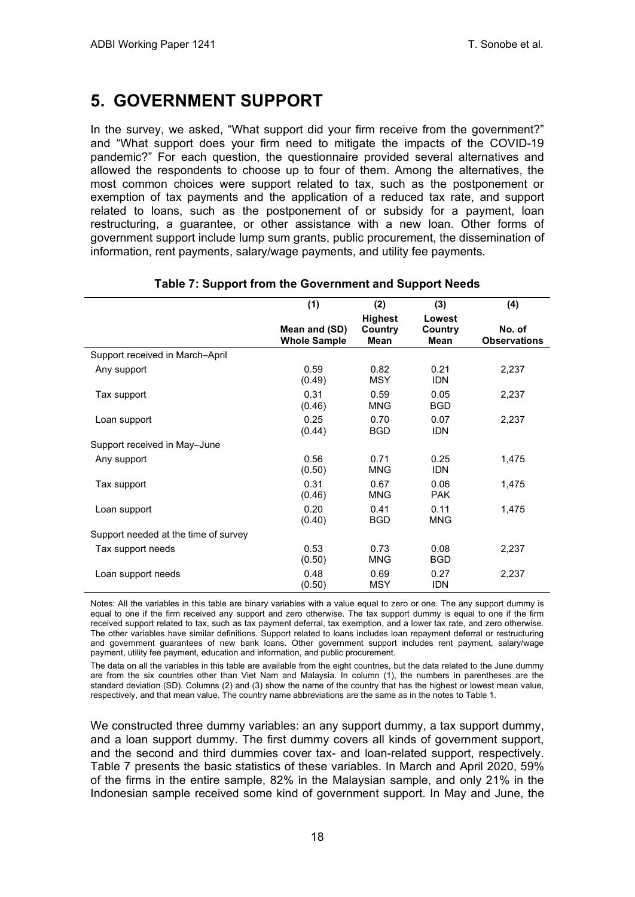## 5. GOVERNMENT SUPPORT

In the survey, we asked, "What support did your firm receive from the government?" and "What support does your firm need to mitigate the impacts of the COVID-19 pandemic?" For each question, the questionnaire provided several alternatives and allowed the respondents to choose up to four of them. Among the alternatives, the most common choices were support related to tax, such as the postponement or exemption of tax payments and the application of a reduced tax rate, and support related to loans, such as the postponement of or subsidy for a payment, loan restructuring, a guarantee, or other assistance with a new loan. Other forms of government support include lump sum grants, public procurement, the dissemination of information, rent payments, salary/wage payments, and utility fee payments.

**Table 7: Support from the Government and Support Needs**

| | (1) | (2) | (3) | (4) |
|---|---|---|---|---|
| | Mean and (SD) Whole Sample | Highest Country Mean | Lowest Country Mean | No. of Observations |
| Support received in March–April | | | | |
| Any support | 0.59 (0.49) | 0.82 MSY | 0.21 IDN | 2,237 |
| Tax support | 0.31 (0.46) | 0.59 MNG | 0.05 BGD | 2,237 |
| Loan support | 0.25 (0.44) | 0.70 BGD | 0.07 IDN | 2,237 |
| Support received in May–June | | | | |
| Any support | 0.56 (0.50) | 0.71 MNG | 0.25 IDN | 1,475 |
| Tax support | 0.31 (0.46) | 0.67 MNG | 0.06 PAK | 1,475 |
| Loan support | 0.20 (0.40) | 0.41 BGD | 0.11 MNG | 1,475 |
| Support needed at the time of survey | | | | |
| Tax support needs | 0.53 (0.50) | 0.73 MNG | 0.08 BGD | 2,237 |
| Loan support needs | 0.48 (0.50) | 0.69 MSY | 0.27 IDN | 2,237 |

Notes: All the variables in this table are binary variables with a value equal to zero or one. The any support dummy is equal to one if the firm received any support and zero otherwise. The tax support dummy is equal to one if the firm received support related to tax, such as tax payment deferral, tax exemption, and a lower tax rate, and zero otherwise. The other variables have similar definitions. Support related to loans includes loan repayment deferral or restructuring and government guarantees of new bank loans. Other government support includes rent payment, salary/wage payment, utility fee payment, education and information, and public procurement.

The data on all the variables in this table are available from the eight countries, but the data related to the June dummy are from the six countries other than Viet Nam and Malaysia. In column (1), the numbers in parentheses are the standard deviation (SD). Columns (2) and (3) show the name of the country that has the highest or lowest mean value, respectively, and that mean value. The country name abbreviations are the same as in the notes to Table 1.

We constructed three dummy variables: an any support dummy, a tax support dummy, and a loan support dummy. The first dummy covers all kinds of government support, and the second and third dummies cover tax- and loan-related support, respectively. Table 7 presents the basic statistics of these variables. In March and April 2020, 59% of the firms in the entire sample, 82% in the Malaysian sample, and only 21% in the Indonesian sample received some kind of government support. In May and June, the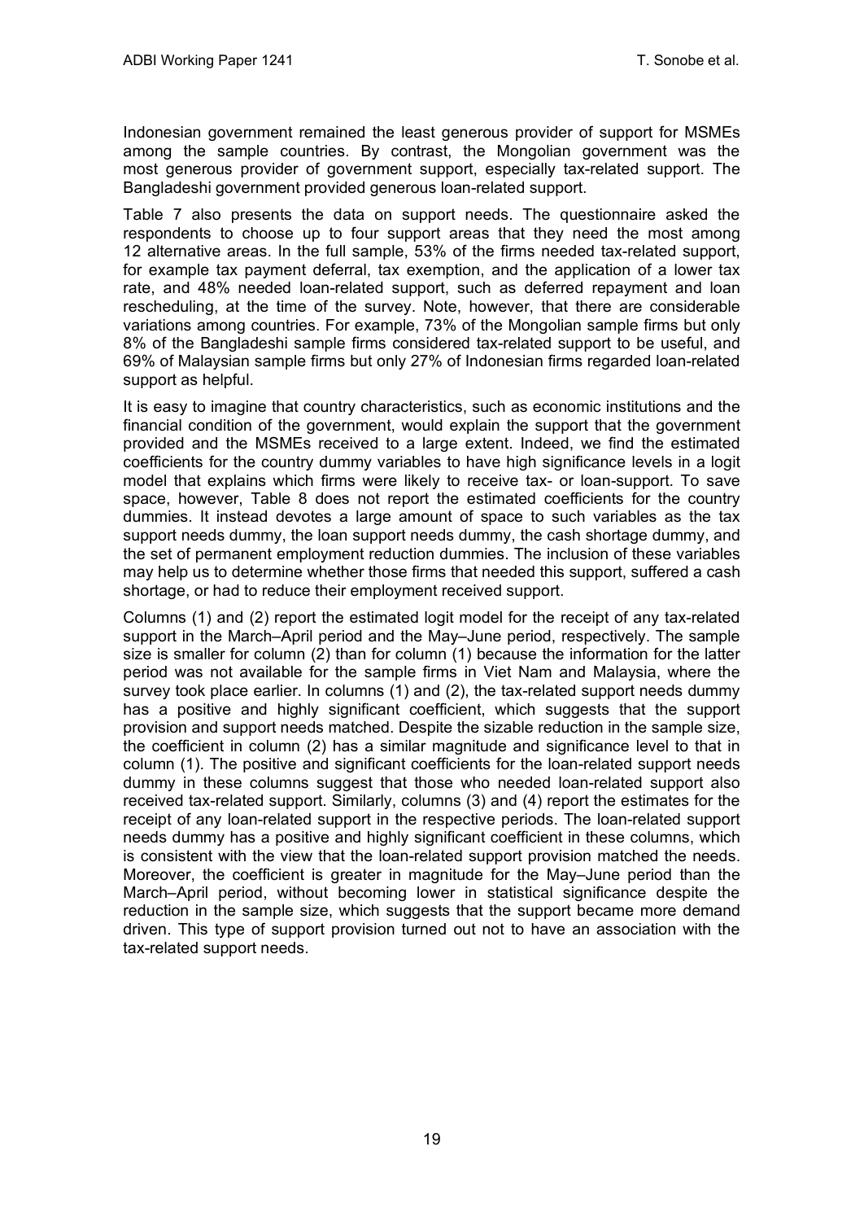Indonesian government remained the least generous provider of support for MSMEs among the sample countries. By contrast, the Mongolian government was the most generous provider of government support, especially tax-related support. The Bangladeshi government provided generous loan-related support.

Table 7 also presents the data on support needs. The questionnaire asked the respondents to choose up to four support areas that they need the most among 12 alternative areas. In the full sample, 53% of the firms needed tax-related support, for example tax payment deferral, tax exemption, and the application of a lower tax rate, and 48% needed loan-related support, such as deferred repayment and loan rescheduling, at the time of the survey. Note, however, that there are considerable variations among countries. For example, 73% of the Mongolian sample firms but only 8% of the Bangladeshi sample firms considered tax-related support to be useful, and 69% of Malaysian sample firms but only 27% of Indonesian firms regarded loan-related support as helpful.

It is easy to imagine that country characteristics, such as economic institutions and the financial condition of the government, would explain the support that the government provided and the MSMEs received to a large extent. Indeed, we find the estimated coefficients for the country dummy variables to have high significance levels in a logit model that explains which firms were likely to receive tax- or loan-support. To save space, however, Table 8 does not report the estimated coefficients for the country dummies. It instead devotes a large amount of space to such variables as the tax support needs dummy, the loan support needs dummy, the cash shortage dummy, and the set of permanent employment reduction dummies. The inclusion of these variables may help us to determine whether those firms that needed this support, suffered a cash shortage, or had to reduce their employment received support.

Columns (1) and (2) report the estimated logit model for the receipt of any tax-related support in the March–April period and the May–June period, respectively. The sample size is smaller for column (2) than for column (1) because the information for the latter period was not available for the sample firms in Viet Nam and Malaysia, where the survey took place earlier. In columns (1) and (2), the tax-related support needs dummy has a positive and highly significant coefficient, which suggests that the support provision and support needs matched. Despite the sizable reduction in the sample size, the coefficient in column (2) has a similar magnitude and significance level to that in column (1). The positive and significant coefficients for the loan-related support needs dummy in these columns suggest that those who needed loan-related support also received tax-related support. Similarly, columns (3) and (4) report the estimates for the receipt of any loan-related support in the respective periods. The loan-related support needs dummy has a positive and highly significant coefficient in these columns, which is consistent with the view that the loan-related support provision matched the needs. Moreover, the coefficient is greater in magnitude for the May–June period than the March–April period, without becoming lower in statistical significance despite the reduction in the sample size, which suggests that the support became more demand driven. This type of support provision turned out not to have an association with the tax-related support needs.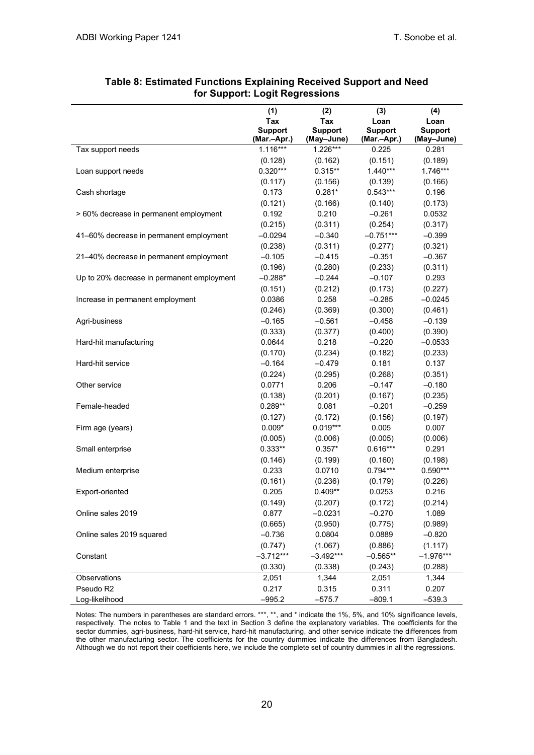**Table 8: Estimated Functions Explaining Received Support and Need for Support: Logit Regressions**

| | (1) Tax Support (Mar.–Apr.) | (2) Tax Support (May–June) | (3) Loan Support (Mar.–Apr.) | (4) Loan Support (May–June) |
|---|---|---|---|---|
| Tax support needs | 1.116*** | 1.226*** | 0.225 | 0.281 |
| | (0.128) | (0.162) | (0.151) | (0.189) |
| Loan support needs | 0.320*** | 0.315** | 1.440*** | 1.746*** |
| | (0.117) | (0.156) | (0.139) | (0.166) |
| Cash shortage | 0.173 | 0.281* | 0.543*** | 0.196 |
| | (0.121) | (0.166) | (0.140) | (0.173) |
| > 60% decrease in permanent employment | 0.192 | 0.210 | –0.261 | 0.0532 |
| | (0.215) | (0.311) | (0.254) | (0.317) |
| 41–60% decrease in permanent employment | –0.0294 | –0.340 | –0.751*** | –0.399 |
| | (0.238) | (0.311) | (0.277) | (0.321) |
| 21–40% decrease in permanent employment | –0.105 | –0.415 | –0.351 | –0.367 |
| | (0.196) | (0.280) | (0.233) | (0.311) |
| Up to 20% decrease in permanent employment | –0.288* | –0.244 | –0.107 | 0.293 |
| | (0.151) | (0.212) | (0.173) | (0.227) |
| Increase in permanent employment | 0.0386 | 0.258 | –0.285 | –0.0245 |
| | (0.246) | (0.369) | (0.300) | (0.461) |
| Agri-business | –0.165 | –0.561 | –0.458 | –0.139 |
| | (0.333) | (0.377) | (0.400) | (0.390) |
| Hard-hit manufacturing | 0.0644 | 0.218 | –0.220 | –0.0533 |
| | (0.170) | (0.234) | (0.182) | (0.233) |
| Hard-hit service | –0.164 | –0.479 | 0.181 | 0.137 |
| | (0.224) | (0.295) | (0.268) | (0.351) |
| Other service | 0.0771 | 0.206 | –0.147 | –0.180 |
| | (0.138) | (0.201) | (0.167) | (0.235) |
| Female-headed | 0.289** | 0.081 | –0.201 | –0.259 |
| | (0.127) | (0.172) | (0.156) | (0.197) |
| Firm age (years) | 0.009* | 0.019*** | 0.005 | 0.007 |
| | (0.005) | (0.006) | (0.005) | (0.006) |
| Small enterprise | 0.333** | 0.357* | 0.616*** | 0.291 |
| | (0.146) | (0.199) | (0.160) | (0.198) |
| Medium enterprise | 0.233 | 0.0710 | 0.794*** | 0.590*** |
| | (0.161) | (0.236) | (0.179) | (0.226) |
| Export-oriented | 0.205 | 0.409** | 0.0253 | 0.216 |
| | (0.149) | (0.207) | (0.172) | (0.214) |
| Online sales 2019 | 0.877 | –0.0231 | –0.270 | 1.089 |
| | (0.665) | (0.950) | (0.775) | (0.989) |
| Online sales 2019 squared | –0.736 | 0.0804 | 0.0889 | –0.820 |
| | (0.747) | (1.067) | (0.886) | (1.117) |
| Constant | –3.712*** | –3.492*** | –0.565** | –1.976*** |
| | (0.330) | (0.338) | (0.243) | (0.288) |
| Observations | 2,051 | 1,344 | 2,051 | 1,344 |
| Pseudo R2 | 0.217 | 0.315 | 0.311 | 0.207 |
| Log-likelihood | –995.2 | –575.7 | –809.1 | –539.3 |

Notes: The numbers in parentheses are standard errors. ***, **, and * indicate the 1%, 5%, and 10% significance levels, respectively. The notes to Table 1 and the text in Section 3 define the explanatory variables. The coefficients for the sector dummies, agri-business, hard-hit service, hard-hit manufacturing, and other service indicate the differences from the other manufacturing sector. The coefficients for the country dummies indicate the differences from Bangladesh. Although we do not report their coefficients here, we include the complete set of country dummies in all the regressions.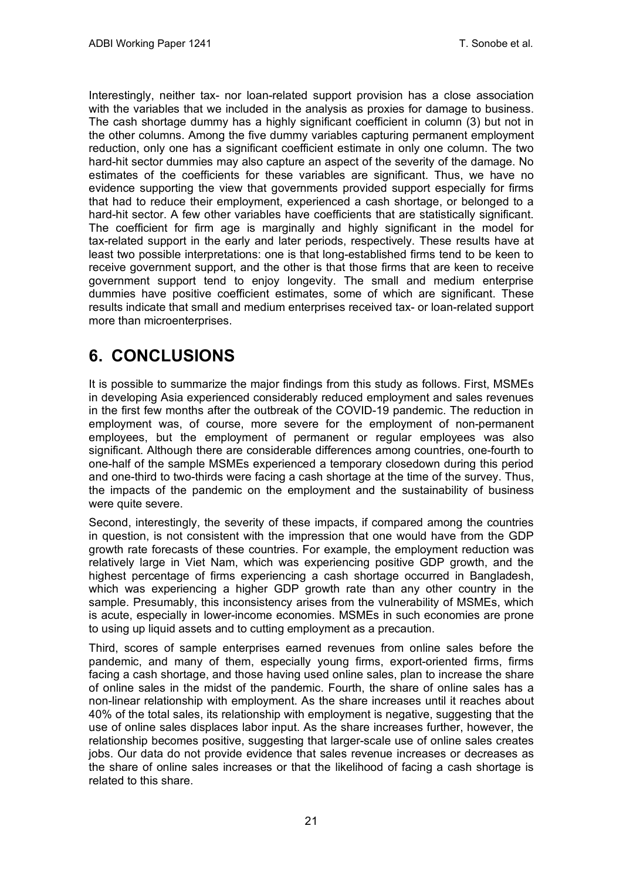Interestingly, neither tax- nor loan-related support provision has a close association with the variables that we included in the analysis as proxies for damage to business. The cash shortage dummy has a highly significant coefficient in column (3) but not in the other columns. Among the five dummy variables capturing permanent employment reduction, only one has a significant coefficient estimate in only one column. The two hard-hit sector dummies may also capture an aspect of the severity of the damage. No estimates of the coefficients for these variables are significant. Thus, we have no evidence supporting the view that governments provided support especially for firms that had to reduce their employment, experienced a cash shortage, or belonged to a hard-hit sector. A few other variables have coefficients that are statistically significant. The coefficient for firm age is marginally and highly significant in the model for tax-related support in the early and later periods, respectively. These results have at least two possible interpretations: one is that long-established firms tend to be keen to receive government support, and the other is that those firms that are keen to receive government support tend to enjoy longevity. The small and medium enterprise dummies have positive coefficient estimates, some of which are significant. These results indicate that small and medium enterprises received tax- or loan-related support more than microenterprises.

# 6. CONCLUSIONS

It is possible to summarize the major findings from this study as follows. First, MSMEs in developing Asia experienced considerably reduced employment and sales revenues in the first few months after the outbreak of the COVID-19 pandemic. The reduction in employment was, of course, more severe for the employment of non-permanent employees, but the employment of permanent or regular employees was also significant. Although there are considerable differences among countries, one-fourth to one-half of the sample MSMEs experienced a temporary closedown during this period and one-third to two-thirds were facing a cash shortage at the time of the survey. Thus, the impacts of the pandemic on the employment and the sustainability of business were quite severe.

Second, interestingly, the severity of these impacts, if compared among the countries in question, is not consistent with the impression that one would have from the GDP growth rate forecasts of these countries. For example, the employment reduction was relatively large in Viet Nam, which was experiencing positive GDP growth, and the highest percentage of firms experiencing a cash shortage occurred in Bangladesh, which was experiencing a higher GDP growth rate than any other country in the sample. Presumably, this inconsistency arises from the vulnerability of MSMEs, which is acute, especially in lower-income economies. MSMEs in such economies are prone to using up liquid assets and to cutting employment as a precaution.

Third, scores of sample enterprises earned revenues from online sales before the pandemic, and many of them, especially young firms, export-oriented firms, firms facing a cash shortage, and those having used online sales, plan to increase the share of online sales in the midst of the pandemic. Fourth, the share of online sales has a non-linear relationship with employment. As the share increases until it reaches about 40% of the total sales, its relationship with employment is negative, suggesting that the use of online sales displaces labor input. As the share increases further, however, the relationship becomes positive, suggesting that larger-scale use of online sales creates jobs. Our data do not provide evidence that sales revenue increases or decreases as the share of online sales increases or that the likelihood of facing a cash shortage is related to this share.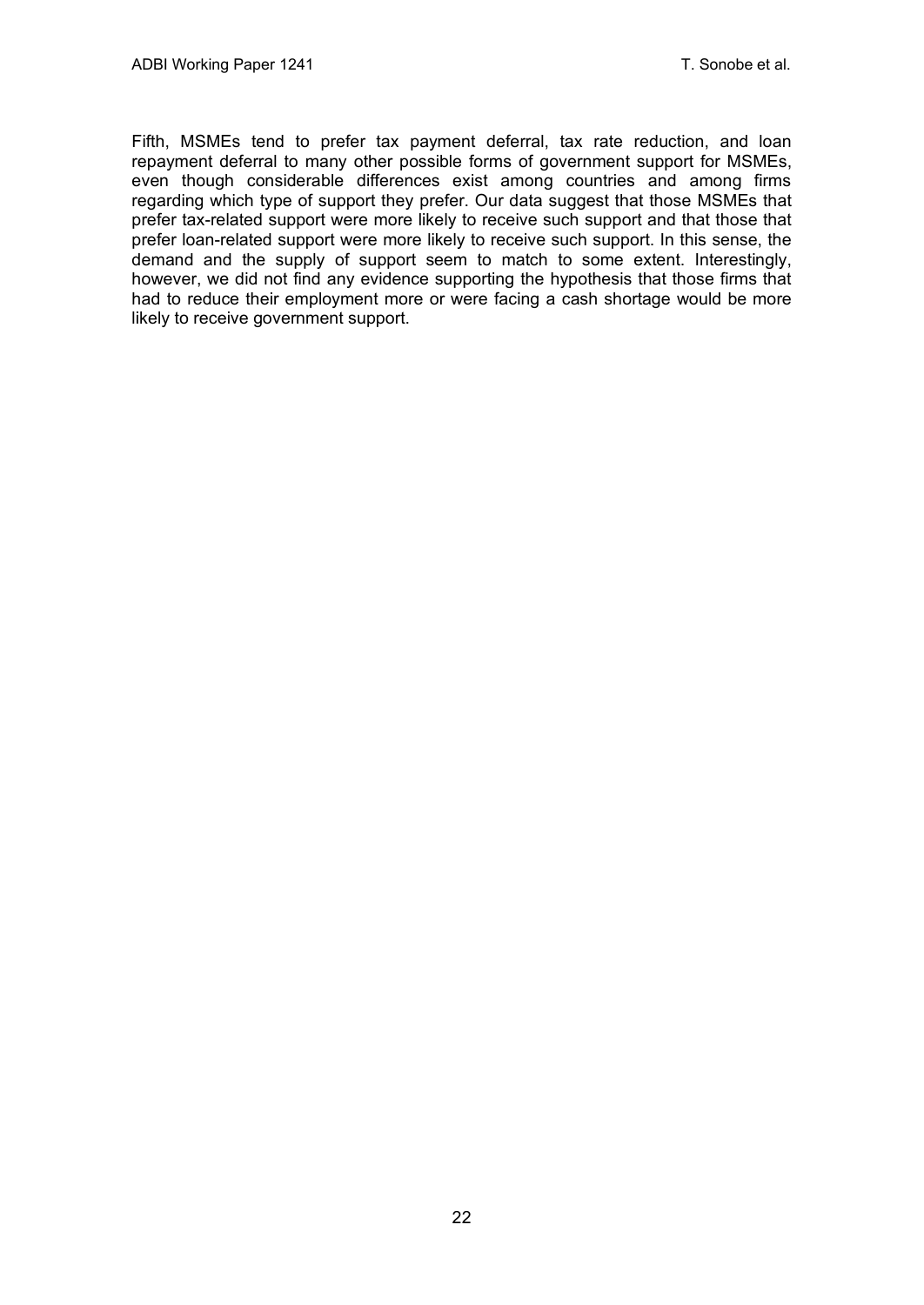Fifth, MSMEs tend to prefer tax payment deferral, tax rate reduction, and loan repayment deferral to many other possible forms of government support for MSMEs, even though considerable differences exist among countries and among firms regarding which type of support they prefer. Our data suggest that those MSMEs that prefer tax-related support were more likely to receive such support and that those that prefer loan-related support were more likely to receive such support. In this sense, the demand and the supply of support seem to match to some extent. Interestingly, however, we did not find any evidence supporting the hypothesis that those firms that had to reduce their employment more or were facing a cash shortage would be more likely to receive government support.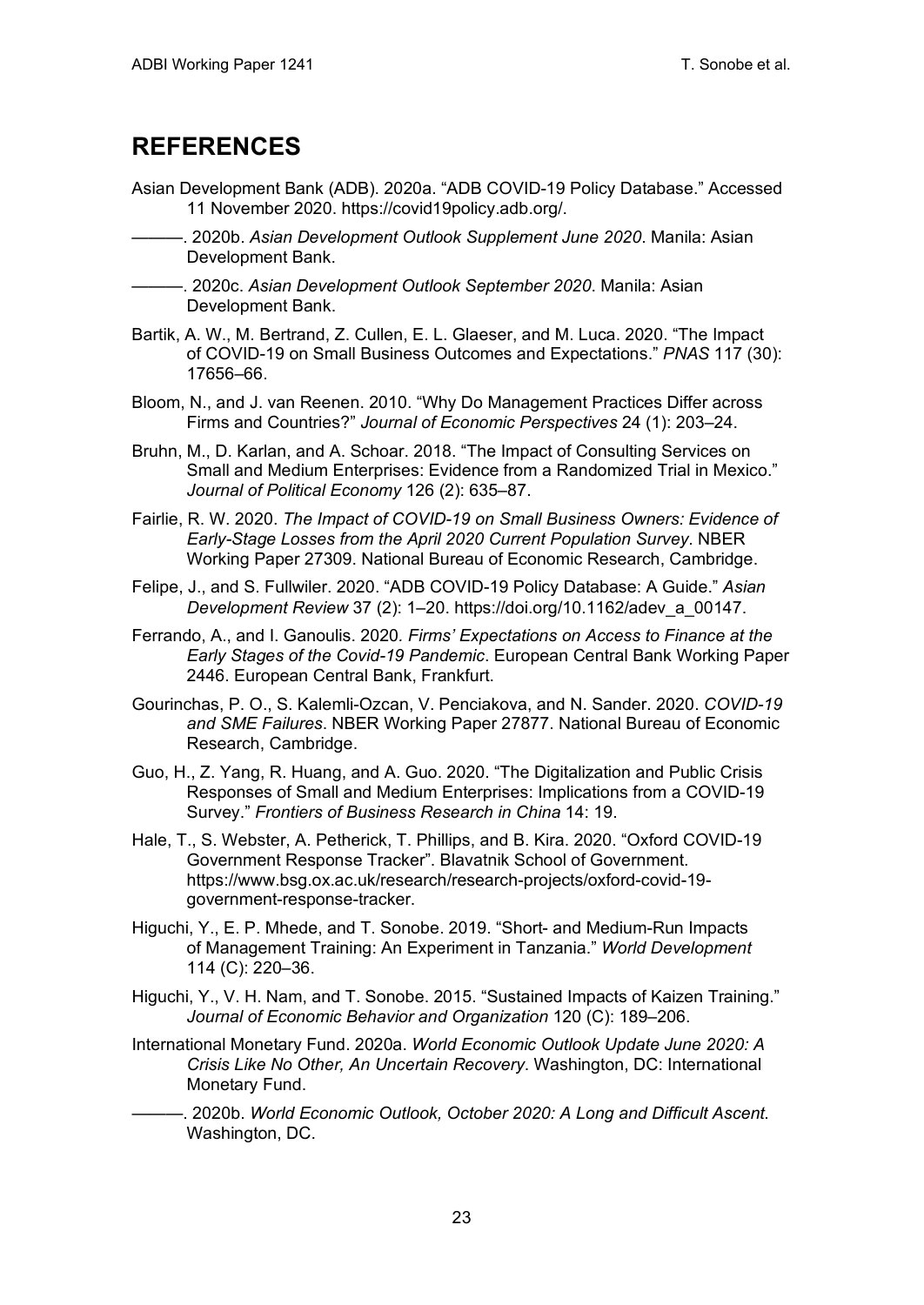# REFERENCES

Asian Development Bank (ADB). 2020a. "ADB COVID-19 Policy Database." Accessed 11 November 2020. https://covid19policy.adb.org/.

———. 2020b. *Asian Development Outlook Supplement June 2020*. Manila: Asian Development Bank.

———. 2020c. *Asian Development Outlook September 2020*. Manila: Asian Development Bank.

Bartik, A. W., M. Bertrand, Z. Cullen, E. L. Glaeser, and M. Luca. 2020. "The Impact of COVID-19 on Small Business Outcomes and Expectations." *PNAS* 117 (30): 17656–66.

Bloom, N., and J. van Reenen. 2010. "Why Do Management Practices Differ across Firms and Countries?" *Journal of Economic Perspectives* 24 (1): 203–24.

Bruhn, M., D. Karlan, and A. Schoar. 2018. "The Impact of Consulting Services on Small and Medium Enterprises: Evidence from a Randomized Trial in Mexico." *Journal of Political Economy* 126 (2): 635–87.

Fairlie, R. W. 2020. *The Impact of COVID-19 on Small Business Owners: Evidence of Early-Stage Losses from the April 2020 Current Population Survey*. NBER Working Paper 27309. National Bureau of Economic Research, Cambridge.

Felipe, J., and S. Fullwiler. 2020. "ADB COVID-19 Policy Database: A Guide." *Asian Development Review* 37 (2): 1–20. https://doi.org/10.1162/adev_a_00147.

Ferrando, A., and I. Ganoulis. 2020. *Firms' Expectations on Access to Finance at the Early Stages of the Covid-19 Pandemic*. European Central Bank Working Paper 2446. European Central Bank, Frankfurt.

Gourinchas, P. O., S. Kalemli-Ozcan, V. Penciakova, and N. Sander. 2020. *COVID-19 and SME Failures*. NBER Working Paper 27877. National Bureau of Economic Research, Cambridge.

Guo, H., Z. Yang, R. Huang, and A. Guo. 2020. "The Digitalization and Public Crisis Responses of Small and Medium Enterprises: Implications from a COVID-19 Survey." *Frontiers of Business Research in China* 14: 19.

Hale, T., S. Webster, A. Petherick, T. Phillips, and B. Kira. 2020. "Oxford COVID-19 Government Response Tracker". Blavatnik School of Government. https://www.bsg.ox.ac.uk/research/research-projects/oxford-covid-19-government-response-tracker.

Higuchi, Y., E. P. Mhede, and T. Sonobe. 2019. "Short- and Medium-Run Impacts of Management Training: An Experiment in Tanzania." *World Development* 114 (C): 220–36.

Higuchi, Y., V. H. Nam, and T. Sonobe. 2015. "Sustained Impacts of Kaizen Training." *Journal of Economic Behavior and Organization* 120 (C): 189–206.

International Monetary Fund. 2020a. *World Economic Outlook Update June 2020: A Crisis Like No Other, An Uncertain Recovery*. Washington, DC: International Monetary Fund.

———. 2020b. *World Economic Outlook, October 2020: A Long and Difficult Ascent*. Washington, DC.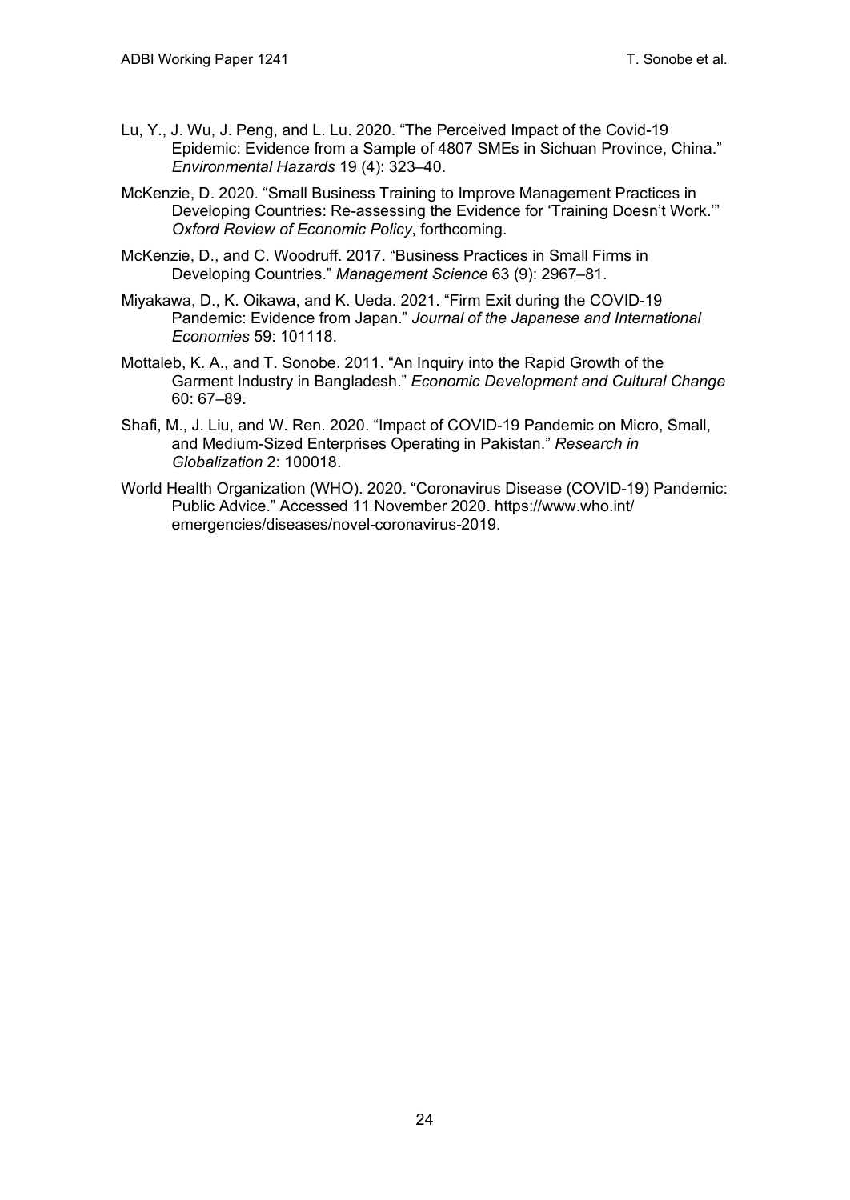Lu, Y., J. Wu, J. Peng, and L. Lu. 2020. "The Perceived Impact of the Covid-19 Epidemic: Evidence from a Sample of 4807 SMEs in Sichuan Province, China." *Environmental Hazards* 19 (4): 323–40.

McKenzie, D. 2020. "Small Business Training to Improve Management Practices in Developing Countries: Re-assessing the Evidence for 'Training Doesn't Work.'" *Oxford Review of Economic Policy*, forthcoming.

McKenzie, D., and C. Woodruff. 2017. "Business Practices in Small Firms in Developing Countries." *Management Science* 63 (9): 2967–81.

Miyakawa, D., K. Oikawa, and K. Ueda. 2021. "Firm Exit during the COVID-19 Pandemic: Evidence from Japan." *Journal of the Japanese and International Economies* 59: 101118.

Mottaleb, K. A., and T. Sonobe. 2011. "An Inquiry into the Rapid Growth of the Garment Industry in Bangladesh." *Economic Development and Cultural Change* 60: 67–89.

Shafi, M., J. Liu, and W. Ren. 2020. "Impact of COVID-19 Pandemic on Micro, Small, and Medium-Sized Enterprises Operating in Pakistan." *Research in Globalization* 2: 100018.

World Health Organization (WHO). 2020. "Coronavirus Disease (COVID-19) Pandemic: Public Advice." Accessed 11 November 2020. https://www.who.int/emergencies/diseases/novel-coronavirus-2019.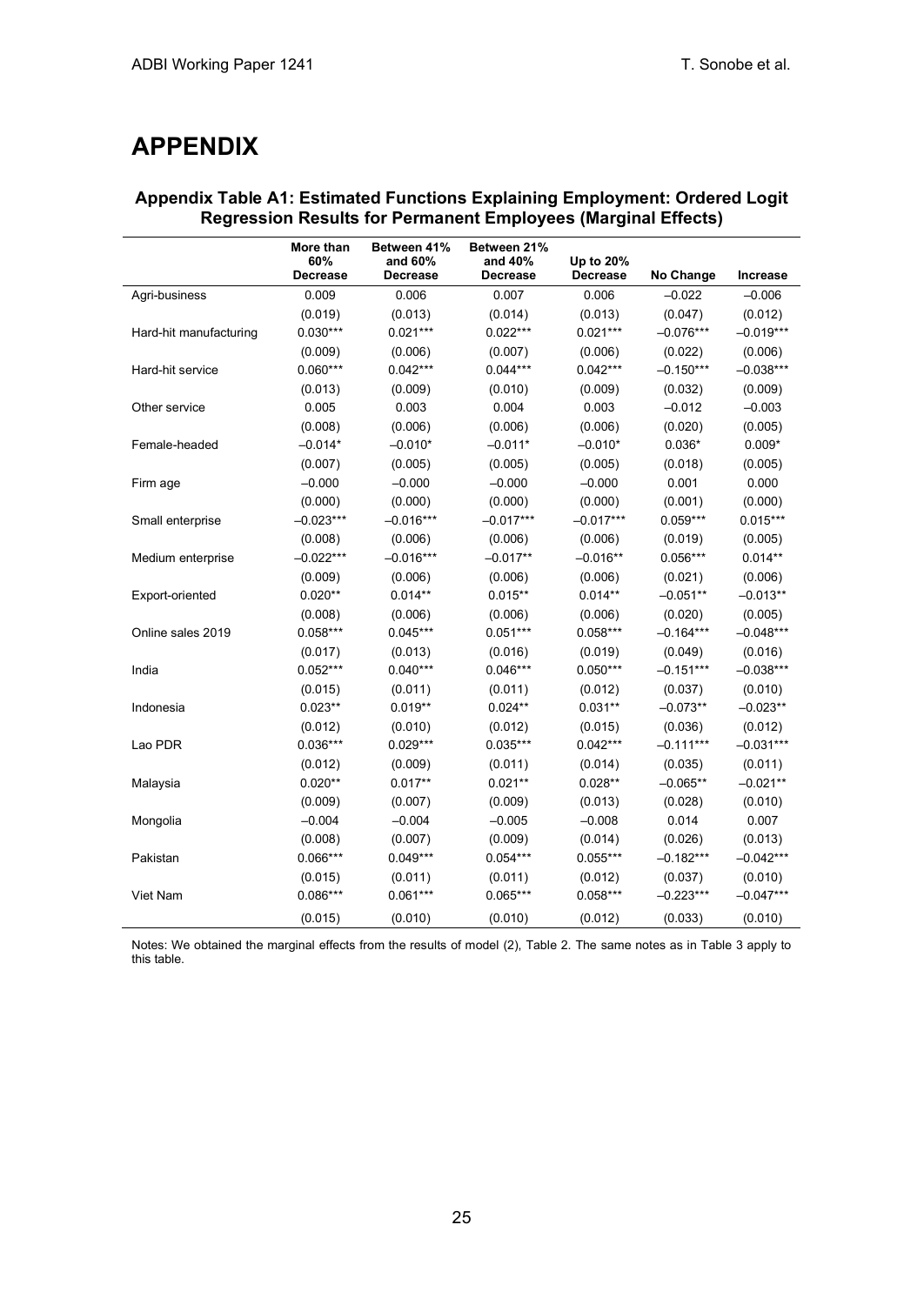# APPENDIX

**Appendix Table A1: Estimated Functions Explaining Employment: Ordered Logit Regression Results for Permanent Employees (Marginal Effects)**

| | More than 60% Decrease | Between 41% and 60% Decrease | Between 21% and 40% Decrease | Up to 20% Decrease | No Change | Increase |
|---|---|---|---|---|---|---|
| Agri-business | 0.009 | 0.006 | 0.007 | 0.006 | –0.022 | –0.006 |
| | (0.019) | (0.013) | (0.014) | (0.013) | (0.047) | (0.012) |
| Hard-hit manufacturing | 0.030*** | 0.021*** | 0.022*** | 0.021*** | –0.076*** | –0.019*** |
| | (0.009) | (0.006) | (0.007) | (0.006) | (0.022) | (0.006) |
| Hard-hit service | 0.060*** | 0.042*** | 0.044*** | 0.042*** | –0.150*** | –0.038*** |
| | (0.013) | (0.009) | (0.010) | (0.009) | (0.032) | (0.009) |
| Other service | 0.005 | 0.003 | 0.004 | 0.003 | –0.012 | –0.003 |
| | (0.008) | (0.006) | (0.006) | (0.006) | (0.020) | (0.005) |
| Female-headed | –0.014* | –0.010* | –0.011* | –0.010* | 0.036* | 0.009* |
| | (0.007) | (0.005) | (0.005) | (0.005) | (0.018) | (0.005) |
| Firm age | –0.000 | –0.000 | –0.000 | –0.000 | 0.001 | 0.000 |
| | (0.000) | (0.000) | (0.000) | (0.000) | (0.001) | (0.000) |
| Small enterprise | –0.023*** | –0.016*** | –0.017*** | –0.017*** | 0.059*** | 0.015*** |
| | (0.008) | (0.006) | (0.006) | (0.006) | (0.019) | (0.005) |
| Medium enterprise | –0.022*** | –0.016*** | –0.017** | –0.016** | 0.056*** | 0.014** |
| | (0.009) | (0.006) | (0.006) | (0.006) | (0.021) | (0.006) |
| Export-oriented | 0.020** | 0.014** | 0.015** | 0.014** | –0.051** | –0.013** |
| | (0.008) | (0.006) | (0.006) | (0.006) | (0.020) | (0.005) |
| Online sales 2019 | 0.058*** | 0.045*** | 0.051*** | 0.058*** | –0.164*** | –0.048*** |
| | (0.017) | (0.013) | (0.016) | (0.019) | (0.049) | (0.016) |
| India | 0.052*** | 0.040*** | 0.046*** | 0.050*** | –0.151*** | –0.038*** |
| | (0.015) | (0.011) | (0.011) | (0.012) | (0.037) | (0.010) |
| Indonesia | 0.023** | 0.019** | 0.024** | 0.031** | –0.073** | –0.023** |
| | (0.012) | (0.010) | (0.012) | (0.015) | (0.036) | (0.012) |
| Lao PDR | 0.036*** | 0.029*** | 0.035*** | 0.042*** | –0.111*** | –0.031*** |
| | (0.012) | (0.009) | (0.011) | (0.014) | (0.035) | (0.011) |
| Malaysia | 0.020** | 0.017** | 0.021** | 0.028** | –0.065** | –0.021** |
| | (0.009) | (0.007) | (0.009) | (0.013) | (0.028) | (0.010) |
| Mongolia | –0.004 | –0.004 | –0.005 | –0.008 | 0.014 | 0.007 |
| | (0.008) | (0.007) | (0.009) | (0.014) | (0.026) | (0.013) |
| Pakistan | 0.066*** | 0.049*** | 0.054*** | 0.055*** | –0.182*** | –0.042*** |
| | (0.015) | (0.011) | (0.011) | (0.012) | (0.037) | (0.010) |
| Viet Nam | 0.086*** | 0.061*** | 0.065*** | 0.058*** | –0.223*** | –0.047*** |
| | (0.015) | (0.010) | (0.010) | (0.012) | (0.033) | (0.010) |

Notes: We obtained the marginal effects from the results of model (2), Table 2. The same notes as in Table 3 apply to this table.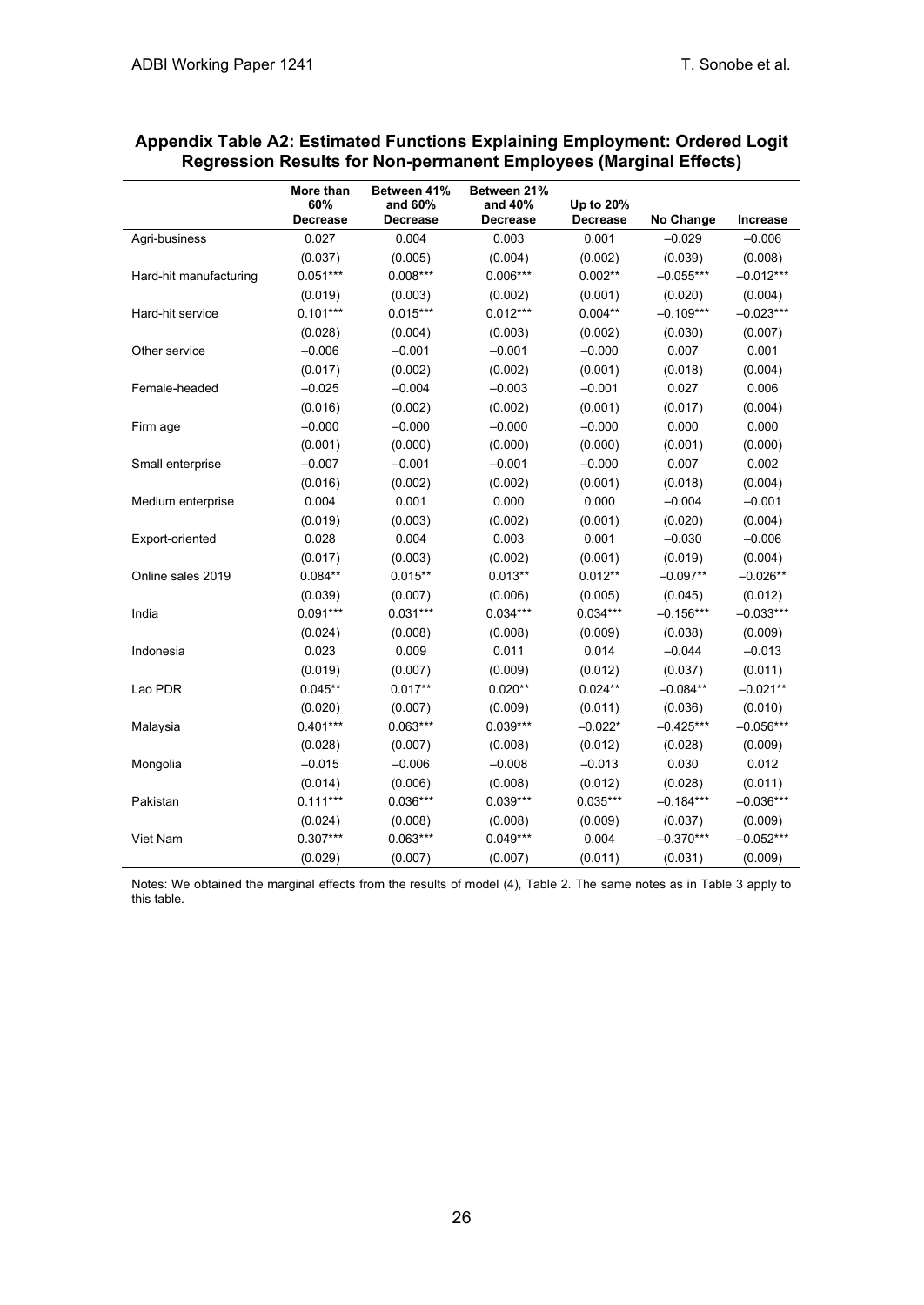**Appendix Table A2: Estimated Functions Explaining Employment: Ordered Logit Regression Results for Non-permanent Employees (Marginal Effects)**

| | More than 60% Decrease | Between 41% and 60% Decrease | Between 21% and 40% Decrease | Up to 20% Decrease | No Change | Increase |
|---|---|---|---|---|---|---|
| Agri-business | 0.027 | 0.004 | 0.003 | 0.001 | −0.029 | −0.006 |
| | (0.037) | (0.005) | (0.004) | (0.002) | (0.039) | (0.008) |
| Hard-hit manufacturing | 0.051*** | 0.008*** | 0.006*** | 0.002** | −0.055*** | −0.012*** |
| | (0.019) | (0.003) | (0.002) | (0.001) | (0.020) | (0.004) |
| Hard-hit service | 0.101*** | 0.015*** | 0.012*** | 0.004** | −0.109*** | −0.023*** |
| | (0.028) | (0.004) | (0.003) | (0.002) | (0.030) | (0.007) |
| Other service | −0.006 | −0.001 | −0.001 | −0.000 | 0.007 | 0.001 |
| | (0.017) | (0.002) | (0.002) | (0.001) | (0.018) | (0.004) |
| Female-headed | −0.025 | −0.004 | −0.003 | −0.001 | 0.027 | 0.006 |
| | (0.016) | (0.002) | (0.002) | (0.001) | (0.017) | (0.004) |
| Firm age | −0.000 | −0.000 | −0.000 | −0.000 | 0.000 | 0.000 |
| | (0.001) | (0.000) | (0.000) | (0.000) | (0.001) | (0.000) |
| Small enterprise | −0.007 | −0.001 | −0.001 | −0.000 | 0.007 | 0.002 |
| | (0.016) | (0.002) | (0.002) | (0.001) | (0.018) | (0.004) |
| Medium enterprise | 0.004 | 0.001 | 0.000 | 0.000 | −0.004 | −0.001 |
| | (0.019) | (0.003) | (0.002) | (0.001) | (0.020) | (0.004) |
| Export-oriented | 0.028 | 0.004 | 0.003 | 0.001 | −0.030 | −0.006 |
| | (0.017) | (0.003) | (0.002) | (0.001) | (0.019) | (0.004) |
| Online sales 2019 | 0.084** | 0.015** | 0.013** | 0.012** | −0.097** | −0.026** |
| | (0.039) | (0.007) | (0.006) | (0.005) | (0.045) | (0.012) |
| India | 0.091*** | 0.031*** | 0.034*** | 0.034*** | −0.156*** | −0.033*** |
| | (0.024) | (0.008) | (0.008) | (0.009) | (0.038) | (0.009) |
| Indonesia | 0.023 | 0.009 | 0.011 | 0.014 | −0.044 | −0.013 |
| | (0.019) | (0.007) | (0.009) | (0.012) | (0.037) | (0.011) |
| Lao PDR | 0.045** | 0.017** | 0.020** | 0.024** | −0.084** | −0.021** |
| | (0.020) | (0.007) | (0.009) | (0.011) | (0.036) | (0.010) |
| Malaysia | 0.401*** | 0.063*** | 0.039*** | −0.022* | −0.425*** | −0.056*** |
| | (0.028) | (0.007) | (0.008) | (0.012) | (0.028) | (0.009) |
| Mongolia | −0.015 | −0.006 | −0.008 | −0.013 | 0.030 | 0.012 |
| | (0.014) | (0.006) | (0.008) | (0.012) | (0.028) | (0.011) |
| Pakistan | 0.111*** | 0.036*** | 0.039*** | 0.035*** | −0.184*** | −0.036*** |
| | (0.024) | (0.008) | (0.008) | (0.009) | (0.037) | (0.009) |
| Viet Nam | 0.307*** | 0.063*** | 0.049*** | 0.004 | −0.370*** | −0.052*** |
| | (0.029) | (0.007) | (0.007) | (0.011) | (0.031) | (0.009) |

Notes: We obtained the marginal effects from the results of model (4), Table 2. The same notes as in Table 3 apply to this table.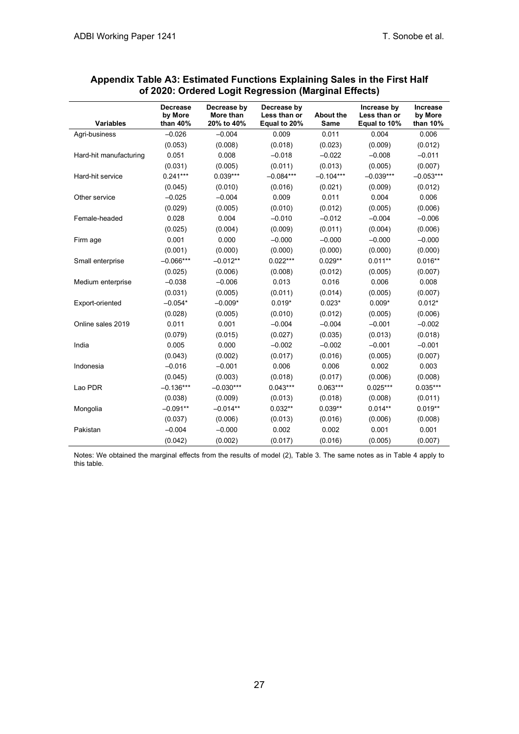**Appendix Table A3: Estimated Functions Explaining Sales in the First Half of 2020: Ordered Logit Regression (Marginal Effects)**

| Variables | Decrease by More than 40% | Decrease by More than 20% to 40% | Decrease by Less than or Equal to 20% | About the Same | Increase by Less than or Equal to 10% | Increase by More than 10% |
|---|---|---|---|---|---|---|
| Agri-business | –0.026 | –0.004 | 0.009 | 0.011 | 0.004 | 0.006 |
| | (0.053) | (0.008) | (0.018) | (0.023) | (0.009) | (0.012) |
| Hard-hit manufacturing | 0.051 | 0.008 | –0.018 | –0.022 | –0.008 | –0.011 |
| | (0.031) | (0.005) | (0.011) | (0.013) | (0.005) | (0.007) |
| Hard-hit service | 0.241*** | 0.039*** | –0.084*** | –0.104*** | –0.039*** | –0.053*** |
| | (0.045) | (0.010) | (0.016) | (0.021) | (0.009) | (0.012) |
| Other service | –0.025 | –0.004 | 0.009 | 0.011 | 0.004 | 0.006 |
| | (0.029) | (0.005) | (0.010) | (0.012) | (0.005) | (0.006) |
| Female-headed | 0.028 | 0.004 | –0.010 | –0.012 | –0.004 | –0.006 |
| | (0.025) | (0.004) | (0.009) | (0.011) | (0.004) | (0.006) |
| Firm age | 0.001 | 0.000 | –0.000 | –0.000 | –0.000 | –0.000 |
| | (0.001) | (0.000) | (0.000) | (0.000) | (0.000) | (0.000) |
| Small enterprise | –0.066*** | –0.012** | 0.022*** | 0.029** | 0.011** | 0.016** |
| | (0.025) | (0.006) | (0.008) | (0.012) | (0.005) | (0.007) |
| Medium enterprise | –0.038 | –0.006 | 0.013 | 0.016 | 0.006 | 0.008 |
| | (0.031) | (0.005) | (0.011) | (0.014) | (0.005) | (0.007) |
| Export-oriented | –0.054* | –0.009* | 0.019* | 0.023* | 0.009* | 0.012* |
| | (0.028) | (0.005) | (0.010) | (0.012) | (0.005) | (0.006) |
| Online sales 2019 | 0.011 | 0.001 | –0.004 | –0.004 | –0.001 | –0.002 |
| | (0.079) | (0.015) | (0.027) | (0.035) | (0.013) | (0.018) |
| India | 0.005 | 0.000 | –0.002 | –0.002 | –0.001 | –0.001 |
| | (0.043) | (0.002) | (0.017) | (0.016) | (0.005) | (0.007) |
| Indonesia | –0.016 | –0.001 | 0.006 | 0.006 | 0.002 | 0.003 |
| | (0.045) | (0.003) | (0.018) | (0.017) | (0.006) | (0.008) |
| Lao PDR | –0.136*** | –0.030*** | 0.043*** | 0.063*** | 0.025*** | 0.035*** |
| | (0.038) | (0.009) | (0.013) | (0.018) | (0.008) | (0.011) |
| Mongolia | –0.091** | –0.014** | 0.032** | 0.039** | 0.014** | 0.019** |
| | (0.037) | (0.006) | (0.013) | (0.016) | (0.006) | (0.008) |
| Pakistan | –0.004 | –0.000 | 0.002 | 0.002 | 0.001 | 0.001 |
| | (0.042) | (0.002) | (0.017) | (0.016) | (0.005) | (0.007) |

Notes: We obtained the marginal effects from the results of model (2), Table 3. The same notes as in Table 4 apply to this table.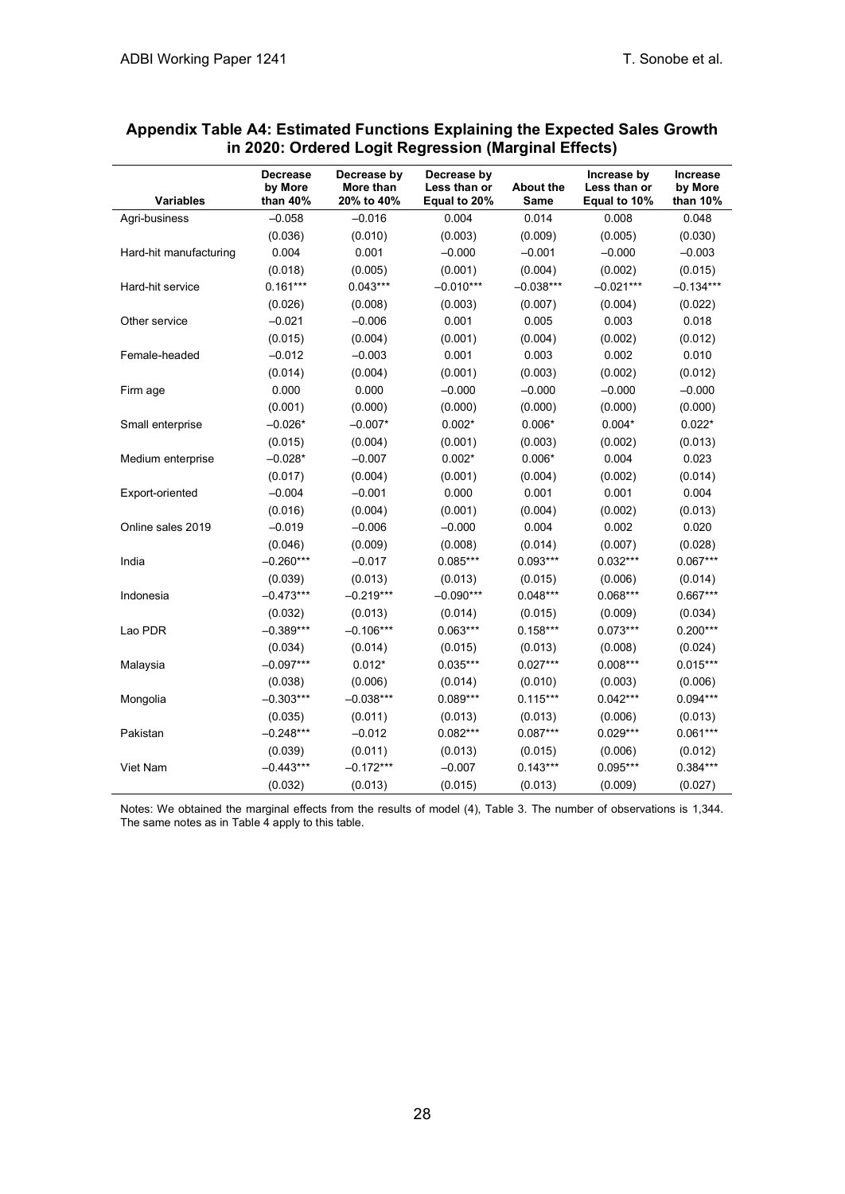**Appendix Table A4: Estimated Functions Explaining the Expected Sales Growth in 2020: Ordered Logit Regression (Marginal Effects)**

| Variables | Decrease by More than 40% | Decrease by More than 20% to 40% | Decrease by Less than or Equal to 20% | About the Same | Increase by Less than or Equal to 10% | Increase by More than 10% |
|---|---|---|---|---|---|---|
| Agri-business | –0.058 | –0.016 | 0.004 | 0.014 | 0.008 | 0.048 |
| | (0.036) | (0.010) | (0.003) | (0.009) | (0.005) | (0.030) |
| Hard-hit manufacturing | 0.004 | 0.001 | –0.000 | –0.001 | –0.000 | –0.003 |
| | (0.018) | (0.005) | (0.001) | (0.004) | (0.002) | (0.015) |
| Hard-hit service | 0.161*** | 0.043*** | –0.010*** | –0.038*** | –0.021*** | –0.134*** |
| | (0.026) | (0.008) | (0.003) | (0.007) | (0.004) | (0.022) |
| Other service | –0.021 | –0.006 | 0.001 | 0.005 | 0.003 | 0.018 |
| | (0.015) | (0.004) | (0.001) | (0.004) | (0.002) | (0.012) |
| Female-headed | –0.012 | –0.003 | 0.001 | 0.003 | 0.002 | 0.010 |
| | (0.014) | (0.004) | (0.001) | (0.003) | (0.002) | (0.012) |
| Firm age | 0.000 | 0.000 | –0.000 | –0.000 | –0.000 | –0.000 |
| | (0.001) | (0.000) | (0.000) | (0.000) | (0.000) | (0.000) |
| Small enterprise | –0.026* | –0.007* | 0.002* | 0.006* | 0.004* | 0.022* |
| | (0.015) | (0.004) | (0.001) | (0.003) | (0.002) | (0.013) |
| Medium enterprise | –0.028* | –0.007 | 0.002* | 0.006* | 0.004 | 0.023 |
| | (0.017) | (0.004) | (0.001) | (0.004) | (0.002) | (0.014) |
| Export-oriented | –0.004 | –0.001 | 0.000 | 0.001 | 0.001 | 0.004 |
| | (0.016) | (0.004) | (0.001) | (0.004) | (0.002) | (0.013) |
| Online sales 2019 | –0.019 | –0.006 | –0.000 | 0.004 | 0.002 | 0.020 |
| | (0.046) | (0.009) | (0.008) | (0.014) | (0.007) | (0.028) |
| India | –0.260*** | –0.017 | 0.085*** | 0.093*** | 0.032*** | 0.067*** |
| | (0.039) | (0.013) | (0.013) | (0.015) | (0.006) | (0.014) |
| Indonesia | –0.473*** | –0.219*** | –0.090*** | 0.048*** | 0.068*** | 0.667*** |
| | (0.032) | (0.013) | (0.014) | (0.015) | (0.009) | (0.034) |
| Lao PDR | –0.389*** | –0.106*** | 0.063*** | 0.158*** | 0.073*** | 0.200*** |
| | (0.034) | (0.014) | (0.015) | (0.013) | (0.008) | (0.024) |
| Malaysia | –0.097*** | 0.012* | 0.035*** | 0.027*** | 0.008*** | 0.015*** |
| | (0.038) | (0.006) | (0.014) | (0.010) | (0.003) | (0.006) |
| Mongolia | –0.303*** | –0.038*** | 0.089*** | 0.115*** | 0.042*** | 0.094*** |
| | (0.035) | (0.011) | (0.013) | (0.013) | (0.006) | (0.013) |
| Pakistan | –0.248*** | –0.012 | 0.082*** | 0.087*** | 0.029*** | 0.061*** |
| | (0.039) | (0.011) | (0.013) | (0.015) | (0.006) | (0.012) |
| Viet Nam | –0.443*** | –0.172*** | –0.007 | 0.143*** | 0.095*** | 0.384*** |
| | (0.032) | (0.013) | (0.015) | (0.013) | (0.009) | (0.027) |

Notes: We obtained the marginal effects from the results of model (4), Table 3. The number of observations is 1,344. The same notes as in Table 4 apply to this table.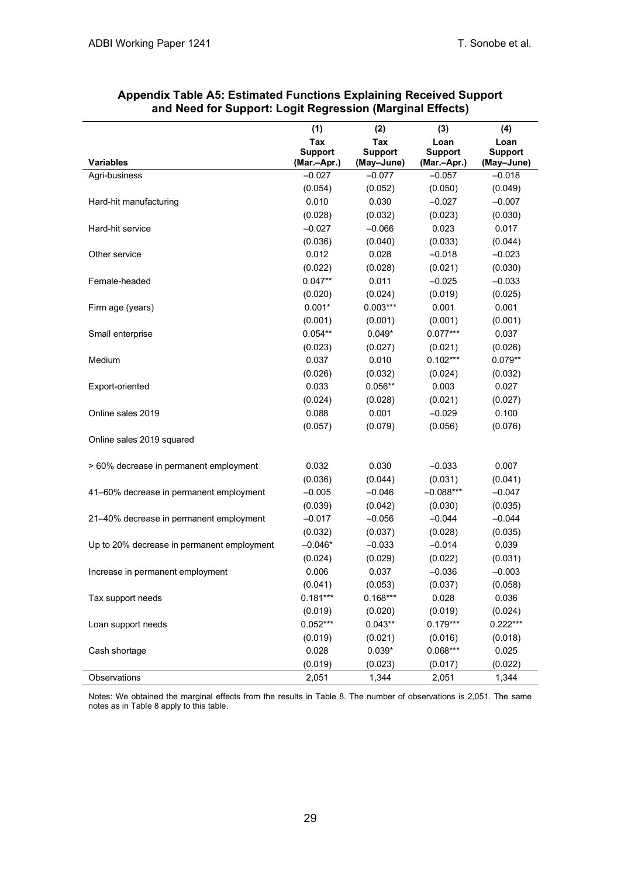**Appendix Table A5: Estimated Functions Explaining Received Support and Need for Support: Logit Regression (Marginal Effects)**

| Variables | (1) Tax Support (Mar.–Apr.) | (2) Tax Support (May–June) | (3) Loan Support (Mar.–Apr.) | (4) Loan Support (May–June) |
|---|---|---|---|---|
| Agri-business | –0.027 | –0.077 | –0.057 | –0.018 |
| | (0.054) | (0.052) | (0.050) | (0.049) |
| Hard-hit manufacturing | 0.010 | 0.030 | –0.027 | –0.007 |
| | (0.028) | (0.032) | (0.023) | (0.030) |
| Hard-hit service | –0.027 | –0.066 | 0.023 | 0.017 |
| | (0.036) | (0.040) | (0.033) | (0.044) |
| Other service | 0.012 | 0.028 | –0.018 | –0.023 |
| | (0.022) | (0.028) | (0.021) | (0.030) |
| Female-headed | 0.047** | 0.011 | –0.025 | –0.033 |
| | (0.020) | (0.024) | (0.019) | (0.025) |
| Firm age (years) | 0.001* | 0.003*** | 0.001 | 0.001 |
| | (0.001) | (0.001) | (0.001) | (0.001) |
| Small enterprise | 0.054** | 0.049* | 0.077*** | 0.037 |
| | (0.023) | (0.027) | (0.021) | (0.026) |
| Medium | 0.037 | 0.010 | 0.102*** | 0.079** |
| | (0.026) | (0.032) | (0.024) | (0.032) |
| Export-oriented | 0.033 | 0.056** | 0.003 | 0.027 |
| | (0.024) | (0.028) | (0.021) | (0.027) |
| Online sales 2019 | 0.088 | 0.001 | –0.029 | 0.100 |
| | (0.057) | (0.079) | (0.056) | (0.076) |
| Online sales 2019 squared | | | | |
| > 60% decrease in permanent employment | 0.032 | 0.030 | –0.033 | 0.007 |
| | (0.036) | (0.044) | (0.031) | (0.041) |
| 41–60% decrease in permanent employment | –0.005 | –0.046 | –0.088*** | –0.047 |
| | (0.039) | (0.042) | (0.030) | (0.035) |
| 21–40% decrease in permanent employment | –0.017 | –0.056 | –0.044 | –0.044 |
| | (0.032) | (0.037) | (0.028) | (0.035) |
| Up to 20% decrease in permanent employment | –0.046* | –0.033 | –0.014 | 0.039 |
| | (0.024) | (0.029) | (0.022) | (0.031) |
| Increase in permanent employment | 0.006 | 0.037 | –0.036 | –0.003 |
| | (0.041) | (0.053) | (0.037) | (0.058) |
| Tax support needs | 0.181*** | 0.168*** | 0.028 | 0.036 |
| | (0.019) | (0.020) | (0.019) | (0.024) |
| Loan support needs | 0.052*** | 0.043** | 0.179*** | 0.222*** |
| | (0.019) | (0.021) | (0.016) | (0.018) |
| Cash shortage | 0.028 | 0.039* | 0.068*** | 0.025 |
| | (0.019) | (0.023) | (0.017) | (0.022) |
| Observations | 2,051 | 1,344 | 2,051 | 1,344 |

Notes: We obtained the marginal effects from the results in Table 8. The number of observations is 2,051. The same notes as in Table 8 apply to this table.